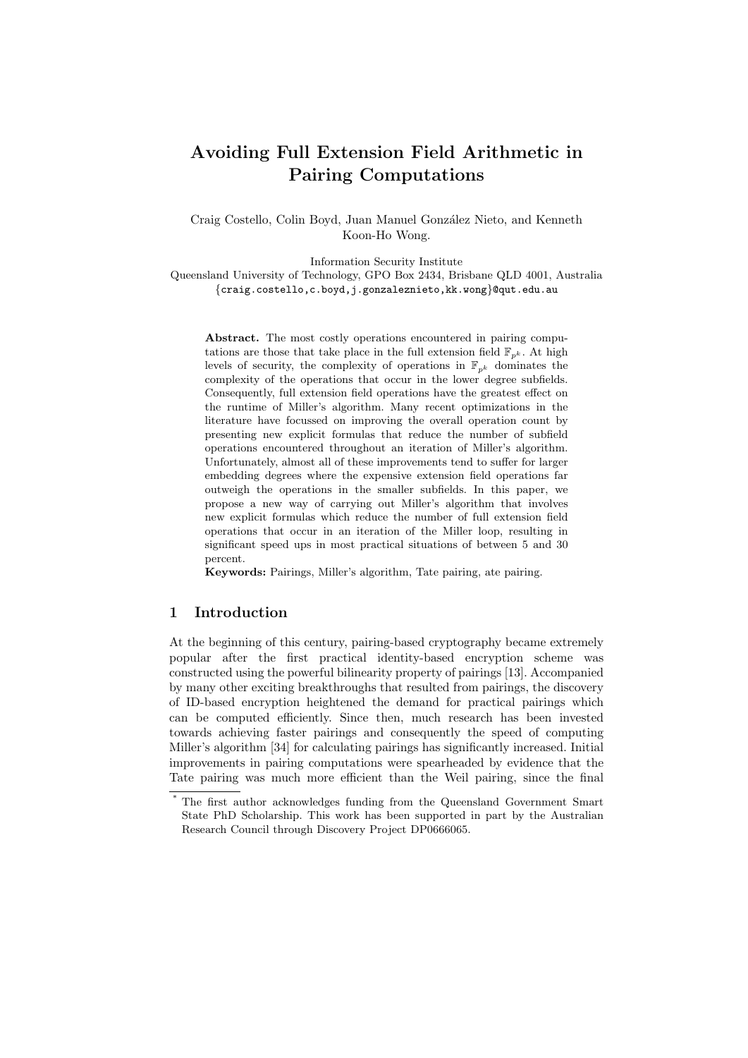# Avoiding Full Extension Field Arithmetic in Pairing Computations

Craig Costello, Colin Boyd, Juan Manuel González Nieto, and Kenneth Koon-Ho Wong.

Information Security Institute
Queensland University of Technology, GPO Box 2434, Brisbane QLD 4001, Australia
{craig.costello,c.boyd,j.gonzaleznieto,kk.wong}@qut.edu.au

**Abstract.** The most costly operations encountered in pairing computations are those that take place in the full extension field $\mathbb{F}_{p^k}$. At high levels of security, the complexity of operations in $\mathbb{F}_{p^k}$ dominates the complexity of the operations that occur in the lower degree subfields. Consequently, full extension field operations have the greatest effect on the runtime of Miller's algorithm. Many recent optimizations in the literature have focussed on improving the overall operation count by presenting new explicit formulas that reduce the number of subfield operations encountered throughout an iteration of Miller's algorithm. Unfortunately, almost all of these improvements tend to suffer for larger embedding degrees where the expensive extension field operations far outweigh the operations in the smaller subfields. In this paper, we propose a new way of carrying out Miller's algorithm that involves new explicit formulas which reduce the number of full extension field operations that occur in an iteration of the Miller loop, resulting in significant speed ups in most practical situations of between 5 and 30 percent.

**Keywords:** Pairings, Miller's algorithm, Tate pairing, ate pairing.

## 1 Introduction

At the beginning of this century, pairing-based cryptography became extremely popular after the first practical identity-based encryption scheme was constructed using the powerful bilinearity property of pairings [13]. Accompanied by many other exciting breakthroughs that resulted from pairings, the discovery of ID-based encryption heightened the demand for practical pairings which can be computed efficiently. Since then, much research has been invested towards achieving faster pairings and consequently the speed of computing Miller's algorithm [34] for calculating pairings has significantly increased. Initial improvements in pairing computations were spearheaded by evidence that the Tate pairing was much more efficient than the Weil pairing, since the final

* The first author acknowledges funding from the Queensland Government Smart State PhD Scholarship. This work has been supported in part by the Australian Research Council through Discovery Project DP0666065.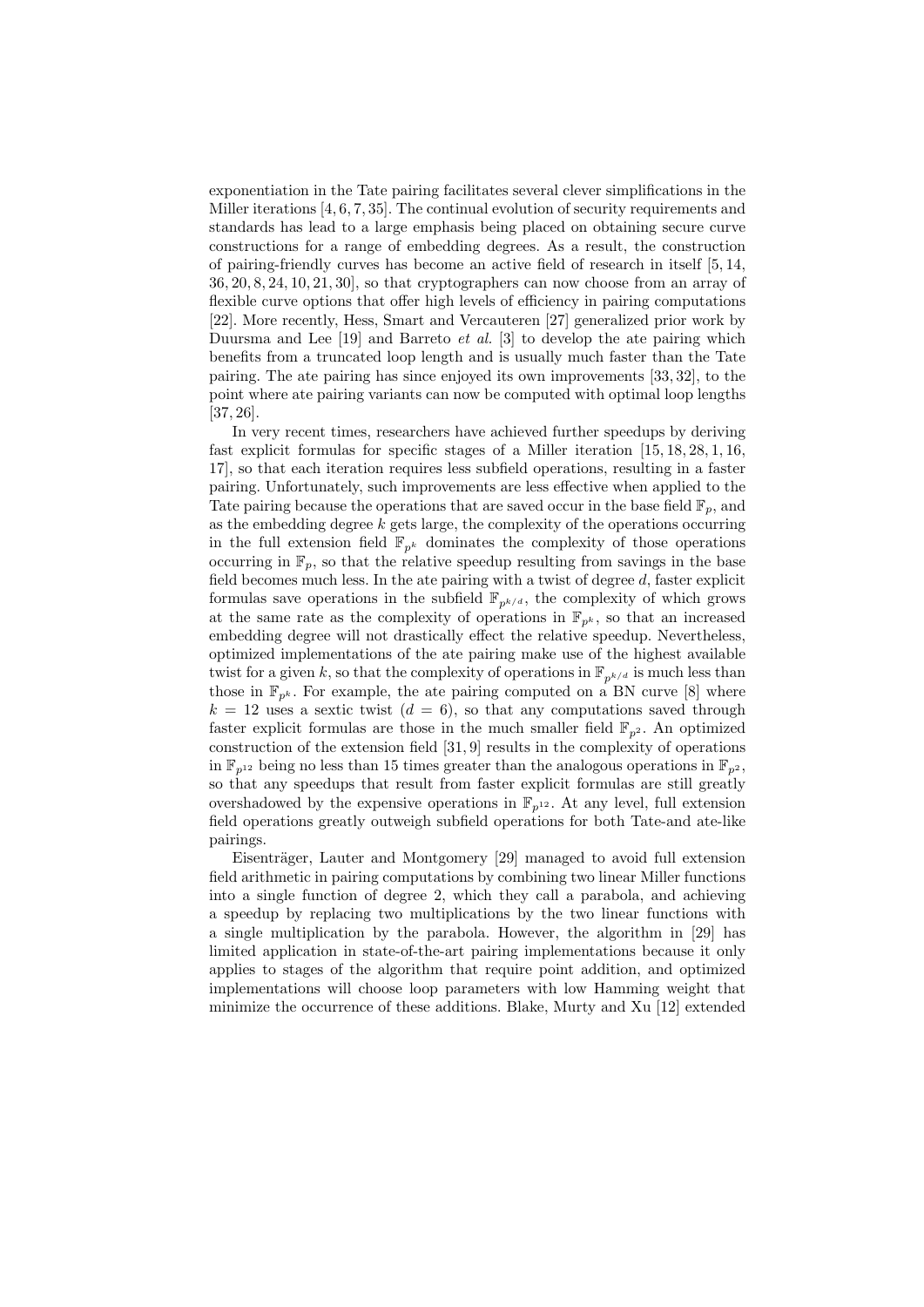exponentiation in the Tate pairing facilitates several clever simplifications in the Miller iterations [4, 6, 7, 35]. The continual evolution of security requirements and standards has lead to a large emphasis being placed on obtaining secure curve constructions for a range of embedding degrees. As a result, the construction of pairing-friendly curves has become an active field of research in itself [5, 14, 36, 20, 8, 24, 10, 21, 30], so that cryptographers can now choose from an array of flexible curve options that offer high levels of efficiency in pairing computations [22]. More recently, Hess, Smart and Vercauteren [27] generalized prior work by Duursma and Lee [19] and Barreto *et al.* [3] to develop the ate pairing which benefits from a truncated loop length and is usually much faster than the Tate pairing. The ate pairing has since enjoyed its own improvements [33, 32], to the point where ate pairing variants can now be computed with optimal loop lengths [37, 26].

In very recent times, researchers have achieved further speedups by deriving fast explicit formulas for specific stages of a Miller iteration [15, 18, 28, 1, 16, 17], so that each iteration requires less subfield operations, resulting in a faster pairing. Unfortunately, such improvements are less effective when applied to the Tate pairing because the operations that are saved occur in the base field $\mathbb{F}_p$, and as the embedding degree $k$ gets large, the complexity of the operations occurring in the full extension field $\mathbb{F}_{p^k}$ dominates the complexity of those operations occurring in $\mathbb{F}_p$, so that the relative speedup resulting from savings in the base field becomes much less. In the ate pairing with a twist of degree $d$, faster explicit formulas save operations in the subfield $\mathbb{F}_{p^{k/d}}$, the complexity of which grows at the same rate as the complexity of operations in $\mathbb{F}_{p^k}$, so that an increased embedding degree will not drastically effect the relative speedup. Nevertheless, optimized implementations of the ate pairing make use of the highest available twist for a given $k$, so that the complexity of operations in $\mathbb{F}_{p^{k/d}}$ is much less than those in $\mathbb{F}_{p^k}$. For example, the ate pairing computed on a BN curve [8] where $k = 12$ uses a sextic twist ($d = 6$), so that any computations saved through faster explicit formulas are those in the much smaller field $\mathbb{F}_{p^2}$. An optimized construction of the extension field [31, 9] results in the complexity of operations in $\mathbb{F}_{p^{12}}$ being no less than 15 times greater than the analogous operations in $\mathbb{F}_{p^2}$, so that any speedups that result from faster explicit formulas are still greatly overshadowed by the expensive operations in $\mathbb{F}_{p^{12}}$. At any level, full extension field operations greatly outweigh subfield operations for both Tate-and ate-like pairings.

Eisenträger, Lauter and Montgomery [29] managed to avoid full extension field arithmetic in pairing computations by combining two linear Miller functions into a single function of degree 2, which they call a parabola, and achieving a speedup by replacing two multiplications by the two linear functions with a single multiplication by the parabola. However, the algorithm in [29] has limited application in state-of-the-art pairing implementations because it only applies to stages of the algorithm that require point addition, and optimized implementations will choose loop parameters with low Hamming weight that minimize the occurrence of these additions. Blake, Murty and Xu [12] extended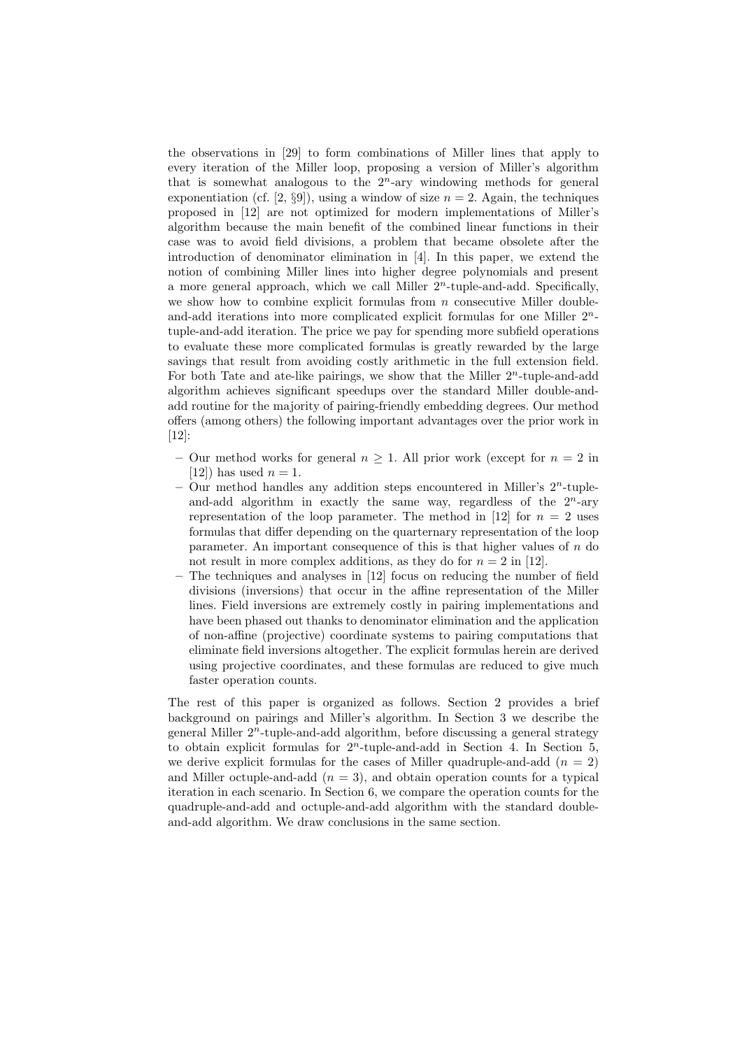the observations in [29] to form combinations of Miller lines that apply to every iteration of the Miller loop, proposing a version of Miller's algorithm that is somewhat analogous to the $2^n$-ary windowing methods for general exponentiation (cf. [2, §9]), using a window of size $n = 2$. Again, the techniques proposed in [12] are not optimized for modern implementations of Miller's algorithm because the main benefit of the combined linear functions in their case was to avoid field divisions, a problem that became obsolete after the introduction of denominator elimination in [4]. In this paper, we extend the notion of combining Miller lines into higher degree polynomials and present a more general approach, which we call Miller $2^n$-tuple-and-add. Specifically, we show how to combine explicit formulas from $n$ consecutive Miller double-and-add iterations into more complicated explicit formulas for one Miller $2^n$-tuple-and-add iteration. The price we pay for spending more subfield operations to evaluate these more complicated formulas is greatly rewarded by the large savings that result from avoiding costly arithmetic in the full extension field. For both Tate and ate-like pairings, we show that the Miller $2^n$-tuple-and-add algorithm achieves significant speedups over the standard Miller double-and-add routine for the majority of pairing-friendly embedding degrees. Our method offers (among others) the following important advantages over the prior work in [12]:

- Our method works for general $n \geq 1$. All prior work (except for $n = 2$ in [12]) has used $n = 1$.
- Our method handles any addition steps encountered in Miller's $2^n$-tuple-and-add algorithm in exactly the same way, regardless of the $2^n$-ary representation of the loop parameter. The method in [12] for $n = 2$ uses formulas that differ depending on the quarternary representation of the loop parameter. An important consequence of this is that higher values of $n$ do not result in more complex additions, as they do for $n = 2$ in [12].
- The techniques and analyses in [12] focus on reducing the number of field divisions (inversions) that occur in the affine representation of the Miller lines. Field inversions are extremely costly in pairing implementations and have been phased out thanks to denominator elimination and the application of non-affine (projective) coordinate systems to pairing computations that eliminate field inversions altogether. The explicit formulas herein are derived using projective coordinates, and these formulas are reduced to give much faster operation counts.

The rest of this paper is organized as follows. Section 2 provides a brief background on pairings and Miller's algorithm. In Section 3 we describe the general Miller $2^n$-tuple-and-add algorithm, before discussing a general strategy to obtain explicit formulas for $2^n$-tuple-and-add in Section 4. In Section 5, we derive explicit formulas for the cases of Miller quadruple-and-add ($n = 2$) and Miller octuple-and-add ($n = 3$), and obtain operation counts for a typical iteration in each scenario. In Section 6, we compare the operation counts for the quadruple-and-add and octuple-and-add algorithm with the standard double-and-add algorithm. We draw conclusions in the same section.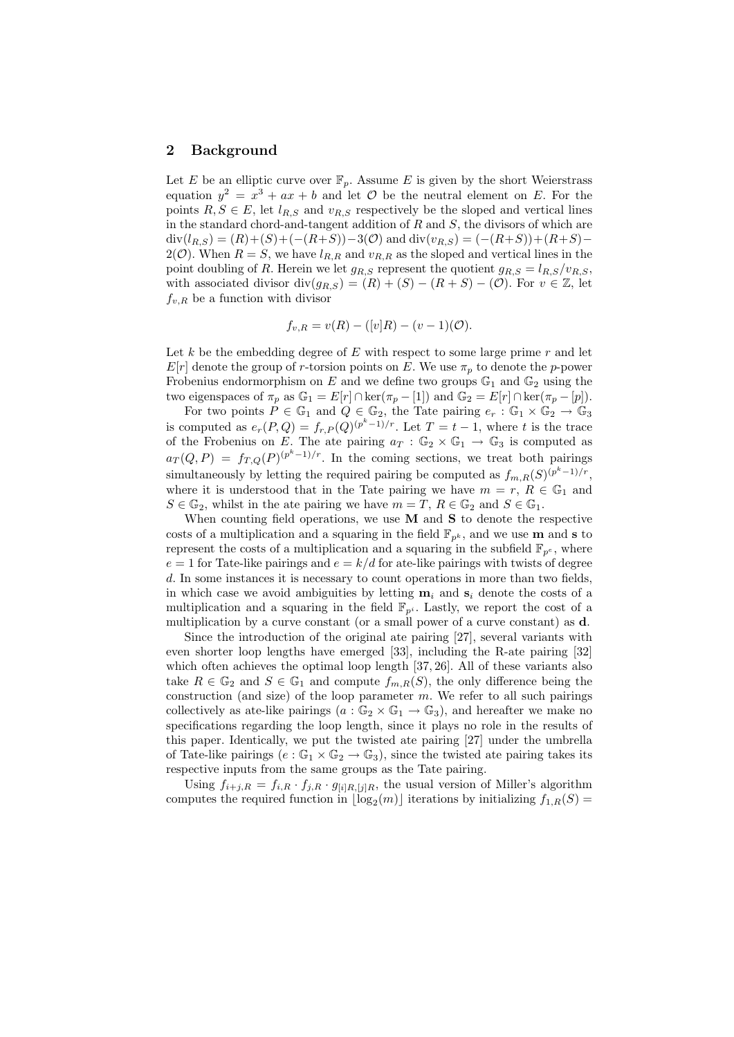## 2 Background

Let $E$ be an elliptic curve over $\mathbb{F}_p$. Assume $E$ is given by the short Weierstrass equation $y^2 = x^3 + ax + b$ and let $\mathcal{O}$ be the neutral element on $E$. For the points $R, S \in E$, let $l_{R,S}$ and $v_{R,S}$ respectively be the sloped and vertical lines in the standard chord-and-tangent addition of $R$ and $S$, the divisors of which are $\mathrm{div}(l_{R,S}) = (R)+(S)+(-(R+S))-3(\mathcal{O})$ and $\mathrm{div}(v_{R,S}) = (-(R+S))+(R+S)-2(\mathcal{O})$. When $R = S$, we have $l_{R,R}$ and $v_{R,R}$ as the sloped and vertical lines in the point doubling of $R$. Herein we let $g_{R,S}$ represent the quotient $g_{R,S} = l_{R,S}/v_{R,S}$, with associated divisor $\mathrm{div}(g_{R,S}) = (R) + (S) - (R + S) - (\mathcal{O})$. For $v \in \mathbb{Z}$, let $f_{v,R}$ be a function with divisor

$$f_{v,R} = v(R) - ([v]R) - (v-1)(\mathcal{O}).$$

Let $k$ be the embedding degree of $E$ with respect to some large prime $r$ and let $E[r]$ denote the group of $r$-torsion points on $E$. We use $\pi_p$ to denote the $p$-power Frobenius endormorphism on $E$ and we define two groups $\mathbb{G}_1$ and $\mathbb{G}_2$ using the two eigenspaces of $\pi_p$ as $\mathbb{G}_1 = E[r] \cap \ker(\pi_p - [1])$ and $\mathbb{G}_2 = E[r] \cap \ker(\pi_p - [p])$.

For two points $P \in \mathbb{G}_1$ and $Q \in \mathbb{G}_2$, the Tate pairing $e_r : \mathbb{G}_1 \times \mathbb{G}_2 \to \mathbb{G}_3$ is computed as $e_r(P, Q) = f_{r,P}(Q)^{(p^k-1)/r}$. Let $T = t - 1$, where $t$ is the trace of the Frobenius on $E$. The ate pairing $a_T : \mathbb{G}_2 \times \mathbb{G}_1 \to \mathbb{G}_3$ is computed as $a_T(Q, P) = f_{T,Q}(P)^{(p^k-1)/r}$. In the coming sections, we treat both pairings simultaneously by letting the required pairing be computed as $f_{m,R}(S)^{(p^k-1)/r}$, where it is understood that in the Tate pairing we have $m = r$, $R \in \mathbb{G}_1$ and $S \in \mathbb{G}_2$, whilst in the ate pairing we have $m = T$, $R \in \mathbb{G}_2$ and $S \in \mathbb{G}_1$.

When counting field operations, we use $\mathbf{M}$ and $\mathbf{S}$ to denote the respective costs of a multiplication and a squaring in the field $\mathbb{F}_{p^k}$, and we use $\mathbf{m}$ and $\mathbf{s}$ to represent the costs of a multiplication and a squaring in the subfield $\mathbb{F}_{p^e}$, where $e = 1$ for Tate-like pairings and $e = k/d$ for ate-like pairings with twists of degree $d$. In some instances it is necessary to count operations in more than two fields, in which case we avoid ambiguities by letting $\mathbf{m}_i$ and $\mathbf{s}_i$ denote the costs of a multiplication and a squaring in the field $\mathbb{F}_{p^i}$. Lastly, we report the cost of a multiplication by a curve constant (or a small power of a curve constant) as $\mathbf{d}$.

Since the introduction of the original ate pairing [27], several variants with even shorter loop lengths have emerged [33], including the R-ate pairing [32] which often achieves the optimal loop length [37, 26]. All of these variants also take $R \in \mathbb{G}_2$ and $S \in \mathbb{G}_1$ and compute $f_{m,R}(S)$, the only difference being the construction (and size) of the loop parameter $m$. We refer to all such pairings collectively as ate-like pairings ($a : \mathbb{G}_2 \times \mathbb{G}_1 \to \mathbb{G}_3$), and hereafter we make no specifications regarding the loop length, since it plays no role in the results of this paper. Identically, we put the twisted ate pairing [27] under the umbrella of Tate-like pairings ($e : \mathbb{G}_1 \times \mathbb{G}_2 \to \mathbb{G}_3$), since the twisted ate pairing takes its respective inputs from the same groups as the Tate pairing.

Using $f_{i+j,R} = f_{i,R} \cdot f_{j,R} \cdot g_{[i]R,[j]R}$, the usual version of Miller's algorithm computes the required function in $\lfloor \log_2(m) \rfloor$ iterations by initializing $f_{1,R}(S) =$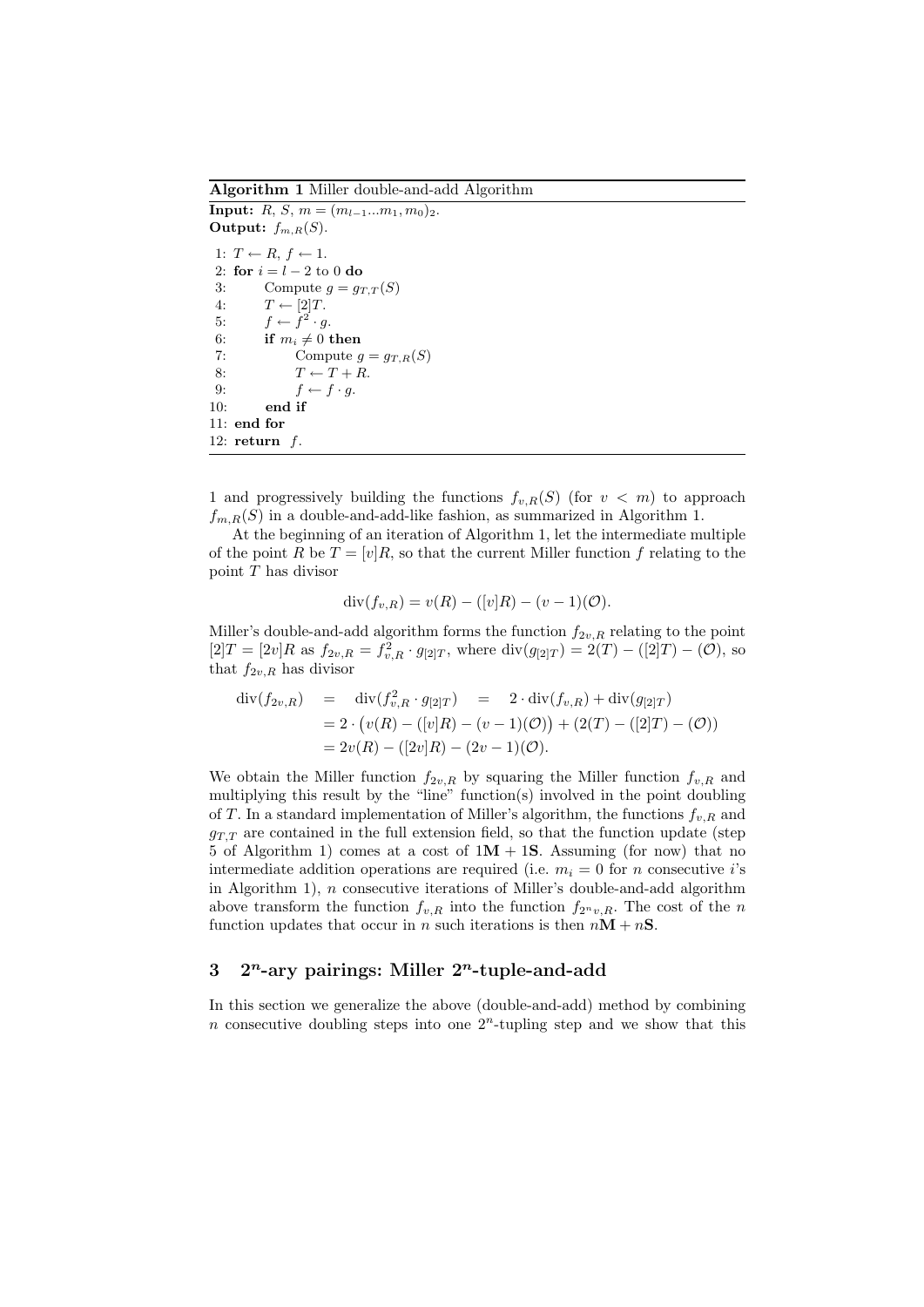**Algorithm 1** Miller double-and-add Algorithm

**Input:** $R$, $S$, $m = (m_{l-1}...m_1, m_0)_2$.
**Output:** $f_{m,R}(S)$.

```
1: T ← R, f ← 1.
2: for i = l − 2 to 0 do
3:     Compute g = g_{T,T}(S)
4:     T ← [2]T.
5:     f ← f^2 · g.
6:     if m_i ≠ 0 then
7:         Compute g = g_{T,R}(S)
8:         T ← T + R.
9:         f ← f · g.
10:    end if
11: end for
12: return f.
```

1 and progressively building the functions $f_{v,R}(S)$ (for $v < m$) to approach $f_{m,R}(S)$ in a double-and-add-like fashion, as summarized in Algorithm 1.

At the beginning of an iteration of Algorithm 1, let the intermediate multiple of the point $R$ be $T = [v]R$, so that the current Miller function $f$ relating to the point $T$ has divisor

$$\mathrm{div}(f_{v,R}) = v(R) - ([v]R) - (v-1)(\mathcal{O}).$$

Miller's double-and-add algorithm forms the function $f_{2v,R}$ relating to the point $[2]T = [2v]R$ as $f_{2v,R} = f_{v,R}^2 \cdot g_{[2]T}$, where $\mathrm{div}(g_{[2]T}) = 2(T) - ([2]T) - (\mathcal{O})$, so that $f_{2v,R}$ has divisor

$$\begin{aligned}
\mathrm{div}(f_{2v,R}) \quad &= \quad \mathrm{div}(f_{v,R}^2 \cdot g_{[2]T}) \quad = \quad 2 \cdot \mathrm{div}(f_{v,R}) + \mathrm{div}(g_{[2]T}) \\
&= 2 \cdot \big(v(R) - ([v]R) - (v-1)(\mathcal{O})\big) + (2(T) - ([2]T) - (\mathcal{O})) \\
&= 2v(R) - ([2v]R) - (2v-1)(\mathcal{O}).
\end{aligned}$$

We obtain the Miller function $f_{2v,R}$ by squaring the Miller function $f_{v,R}$ and multiplying this result by the "line" function(s) involved in the point doubling of $T$. In a standard implementation of Miller's algorithm, the functions $f_{v,R}$ and $g_{T,T}$ are contained in the full extension field, so that the function update (step 5 of Algorithm 1) comes at a cost of $1\mathbf{M} + 1\mathbf{S}$. Assuming (for now) that no intermediate addition operations are required (i.e. $m_i = 0$ for $n$ consecutive $i$'s in Algorithm 1), $n$ consecutive iterations of Miller's double-and-add algorithm above transform the function $f_{v,R}$ into the function $f_{2^n v,R}$. The cost of the $n$ function updates that occur in $n$ such iterations is then $n\mathbf{M} + n\mathbf{S}$.

## 3 $2^n$-ary pairings: Miller $2^n$-tuple-and-add

In this section we generalize the above (double-and-add) method by combining $n$ consecutive doubling steps into one $2^n$-tupling step and we show that this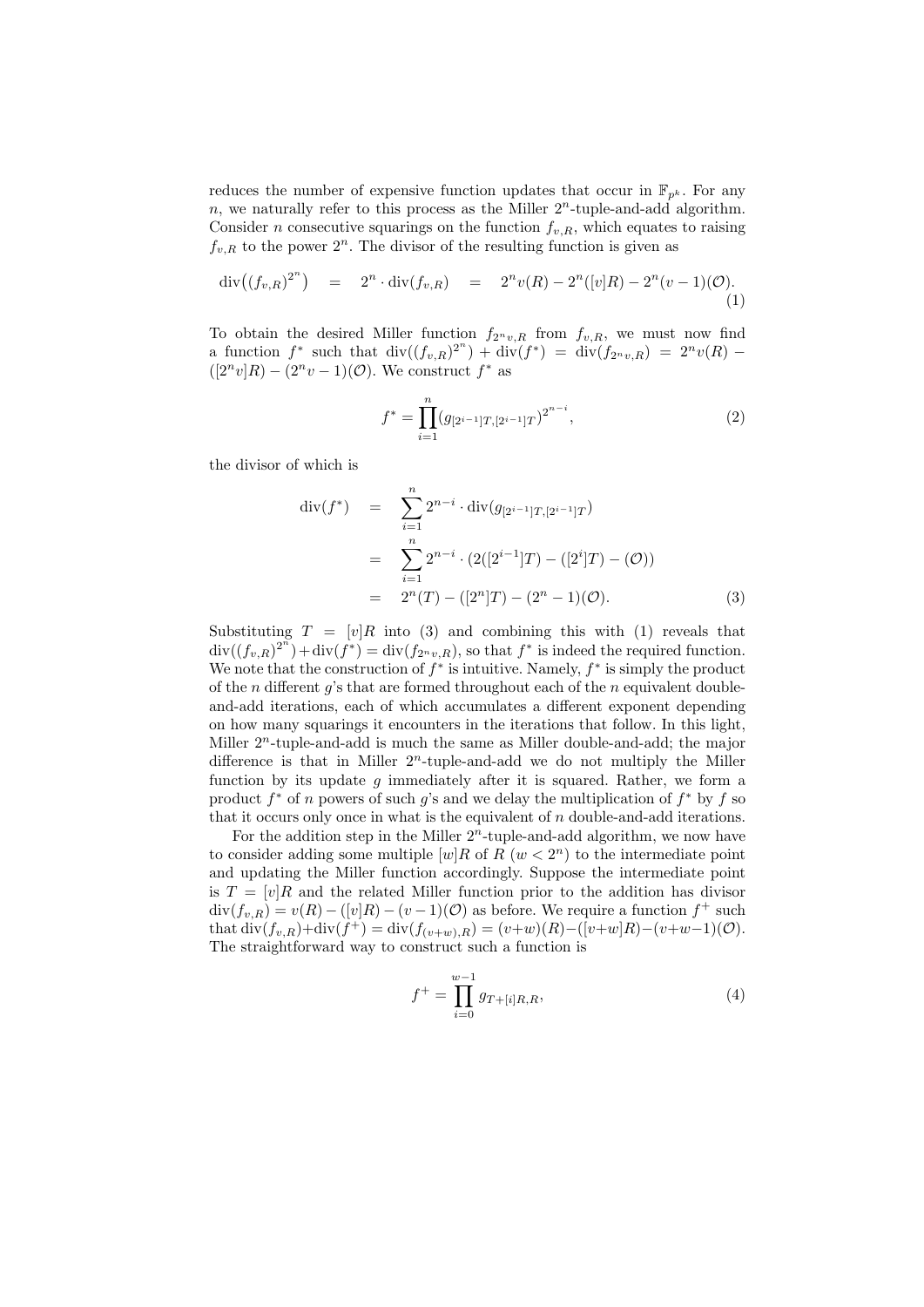reduces the number of expensive function updates that occur in $\mathbb{F}_{p^k}$. For any $n$, we naturally refer to this process as the Miller $2^n$-tuple-and-add algorithm. Consider $n$ consecutive squarings on the function $f_{v,R}$, which equates to raising $f_{v,R}$ to the power $2^n$. The divisor of the resulting function is given as

$$\mathrm{div}\big((f_{v,R})^{2^n}\big) \quad = \quad 2^n \cdot \mathrm{div}(f_{v,R}) \quad = \quad 2^n v(R) - 2^n([v]R) - 2^n(v-1)(\mathcal{O}). \tag{1}$$

To obtain the desired Miller function $f_{2^n v,R}$ from $f_{v,R}$, we must now find a function $f^*$ such that $\mathrm{div}((f_{v,R})^{2^n}) + \mathrm{div}(f^*) = \mathrm{div}(f_{2^n v,R}) = 2^n v(R) - ([2^n v]R) - (2^n v - 1)(\mathcal{O})$. We construct $f^*$ as

$$f^* = \prod_{i=1}^{n} (g_{[2^{i-1}]T,[2^{i-1}]T})^{2^{n-i}}, \tag{2}$$

the divisor of which is

$$\begin{aligned}
\mathrm{div}(f^*) \quad &= \quad \sum_{i=1}^{n} 2^{n-i} \cdot \mathrm{div}(g_{[2^{i-1}]T,[2^{i-1}]T}) \\
&= \quad \sum_{i=1}^{n} 2^{n-i} \cdot (2([2^{i-1}]T) - ([2^i]T) - (\mathcal{O})) \\
&= \quad 2^n(T) - ([2^n]T) - (2^n - 1)(\mathcal{O}).
\end{aligned} \tag{3}$$

Substituting $T = [v]R$ into (3) and combining this with (1) reveals that $\mathrm{div}((f_{v,R})^{2^n}) + \mathrm{div}(f^*) = \mathrm{div}(f_{2^n v,R})$, so that $f^*$ is indeed the required function. We note that the construction of $f^*$ is intuitive. Namely, $f^*$ is simply the product of the $n$ different $g$'s that are formed throughout each of the $n$ equivalent double-and-add iterations, each of which accumulates a different exponent depending on how many squarings it encounters in the iterations that follow. In this light, Miller $2^n$-tuple-and-add is much the same as Miller double-and-add; the major difference is that in Miller $2^n$-tuple-and-add we do not multiply the Miller function by its update $g$ immediately after it is squared. Rather, we form a product $f^*$ of $n$ powers of such $g$'s and we delay the multiplication of $f^*$ by $f$ so that it occurs only once in what is the equivalent of $n$ double-and-add iterations.

For the addition step in the Miller $2^n$-tuple-and-add algorithm, we now have to consider adding some multiple $[w]R$ of $R$ ($w < 2^n$) to the intermediate point and updating the Miller function accordingly. Suppose the intermediate point is $T = [v]R$ and the related Miller function prior to the addition has divisor $\mathrm{div}(f_{v,R}) = v(R) - ([v]R) - (v-1)(\mathcal{O})$ as before. We require a function $f^+$ such that $\mathrm{div}(f_{v,R}) + \mathrm{div}(f^+) = \mathrm{div}(f_{(v+w),R}) = (v+w)(R) - ([v+w]R) - (v+w-1)(\mathcal{O})$. The straightforward way to construct such a function is

$$f^+ = \prod_{i=0}^{w-1} g_{T+[i]R,R}, \tag{4}$$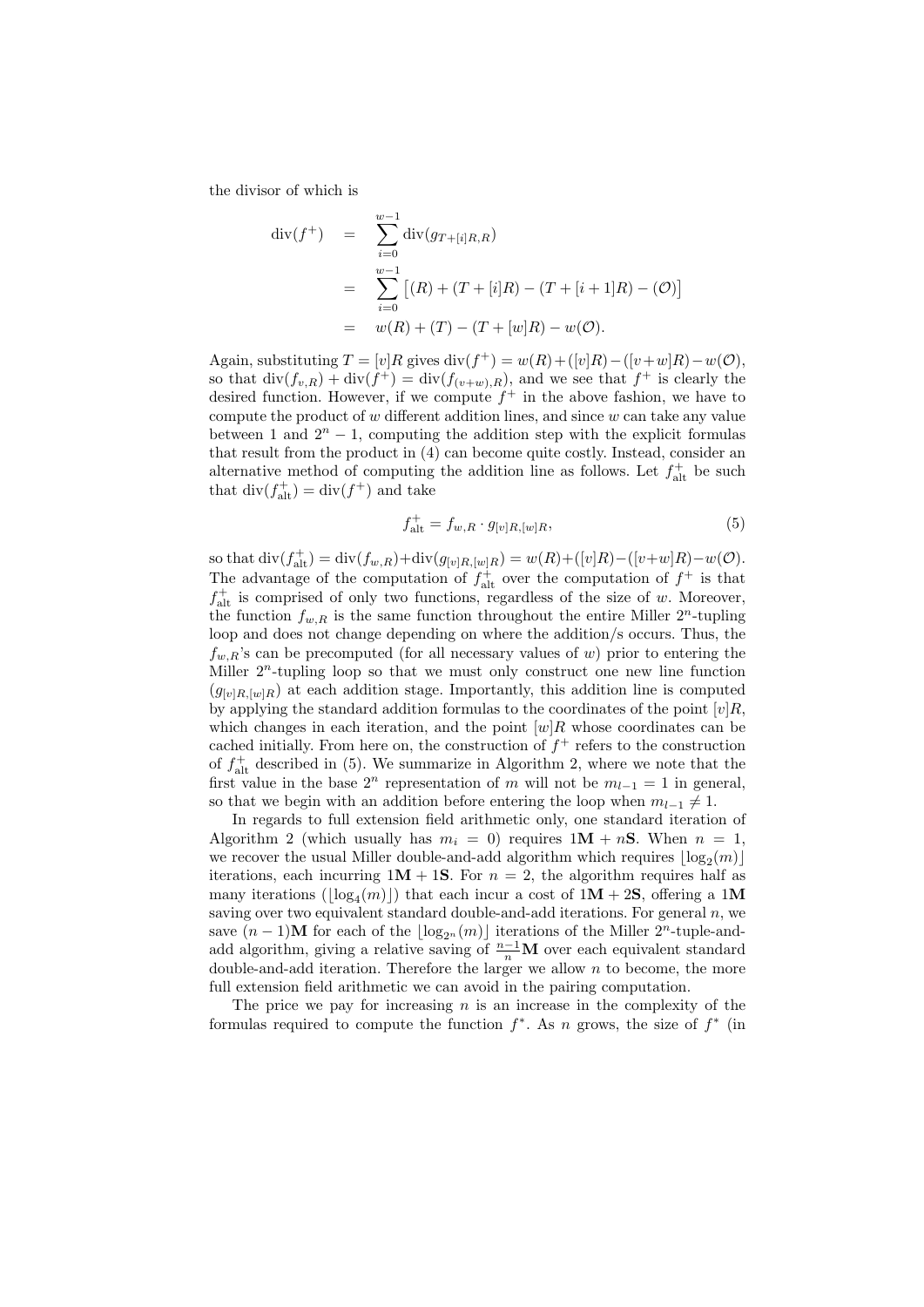the divisor of which is

$$
\begin{aligned}
\mathrm{div}(f^{+}) &= \sum_{i=0}^{w-1} \mathrm{div}(g_{T+[i]R,R}) \\
&= \sum_{i=0}^{w-1} \left[ (R) + (T+[i]R) - (T+[i+1]R) - (\mathcal{O}) \right] \\
&= w(R) + (T) - (T+[w]R) - w(\mathcal{O}).
\end{aligned}
$$

Again, substituting $T = [v]R$ gives $\mathrm{div}(f^{+}) = w(R) + ([v]R) - ([v+w]R) - w(\mathcal{O})$, so that $\mathrm{div}(f_{v,R}) + \mathrm{div}(f^{+}) = \mathrm{div}(f_{(v+w),R})$, and we see that $f^{+}$ is clearly the desired function. However, if we compute $f^{+}$ in the above fashion, we have to compute the product of $w$ different addition lines, and since $w$ can take any value between 1 and $2^n - 1$, computing the addition step with the explicit formulas that result from the product in (4) can become quite costly. Instead, consider an alternative method of computing the addition line as follows. Let $f^{+}_{\mathrm{alt}}$ be such that $\mathrm{div}(f^{+}_{\mathrm{alt}}) = \mathrm{div}(f^{+})$ and take

$$
f^{+}_{\mathrm{alt}} = f_{w,R} \cdot g_{[v]R,[w]R}, \tag{5}
$$

so that $\mathrm{div}(f^{+}_{\mathrm{alt}}) = \mathrm{div}(f_{w,R}) + \mathrm{div}(g_{[v]R,[w]R}) = w(R) + ([v]R) - ([v+w]R) - w(\mathcal{O})$. The advantage of the computation of $f^{+}_{\mathrm{alt}}$ over the computation of $f^{+}$ is that $f^{+}_{\mathrm{alt}}$ is comprised of only two functions, regardless of the size of $w$. Moreover, the function $f_{w,R}$ is the same function throughout the entire Miller $2^n$-tupling loop and does not change depending on where the addition/s occurs. Thus, the $f_{w,R}$'s can be precomputed (for all necessary values of $w$) prior to entering the Miller $2^n$-tupling loop so that we must only construct one new line function ($g_{[v]R,[w]R}$) at each addition stage. Importantly, this addition line is computed by applying the standard addition formulas to the coordinates of the point $[v]R$, which changes in each iteration, and the point $[w]R$ whose coordinates can be cached initially. From here on, the construction of $f^{+}$ refers to the construction of $f^{+}_{\mathrm{alt}}$ described in (5). We summarize in Algorithm 2, where we note that the first value in the base $2^n$ representation of $m$ will not be $m_{l-1} = 1$ in general, so that we begin with an addition before entering the loop when $m_{l-1} \neq 1$.

In regards to full extension field arithmetic only, one standard iteration of Algorithm 2 (which usually has $m_i = 0$) requires $1\mathbf{M} + n\mathbf{S}$. When $n = 1$, we recover the usual Miller double-and-add algorithm which requires $\lfloor \log_2(m) \rfloor$ iterations, each incurring $1\mathbf{M} + 1\mathbf{S}$. For $n = 2$, the algorithm requires half as many iterations ($\lfloor \log_4(m) \rfloor$) that each incur a cost of $1\mathbf{M} + 2\mathbf{S}$, offering a $1\mathbf{M}$ saving over two equivalent standard double-and-add iterations. For general $n$, we save $(n-1)\mathbf{M}$ for each of the $\lfloor \log_{2^n}(m) \rfloor$ iterations of the Miller $2^n$-tuple-and-add algorithm, giving a relative saving of $\frac{n-1}{n}\mathbf{M}$ over each equivalent standard double-and-add iteration. Therefore the larger we allow $n$ to become, the more full extension field arithmetic we can avoid in the pairing computation.

The price we pay for increasing $n$ is an increase in the complexity of the formulas required to compute the function $f^{*}$. As $n$ grows, the size of $f^{*}$ (in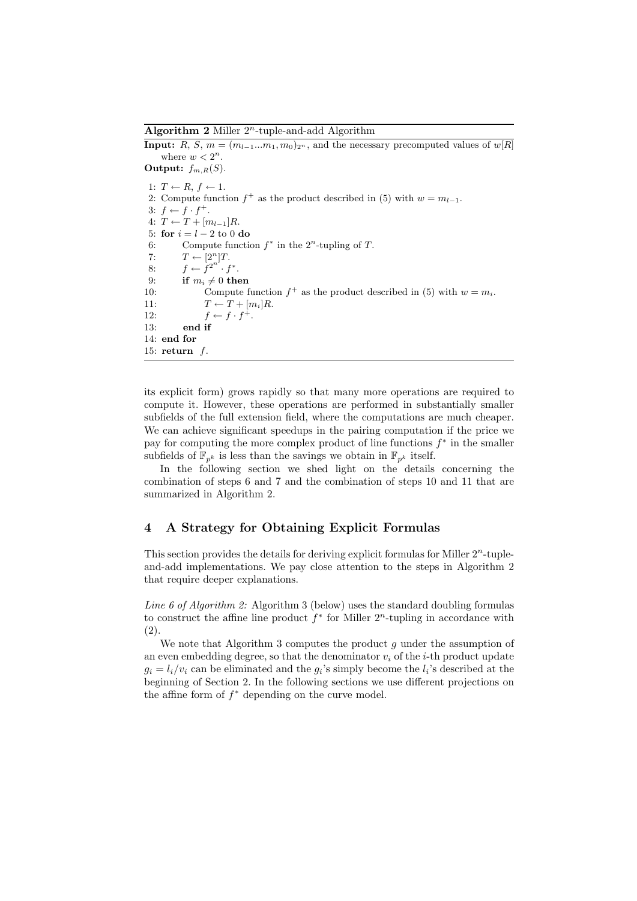**Algorithm 2** Miller $2^n$-tuple-and-add Algorithm

**Input:** $R$, $S$, $m = (m_{l-1}...m_1, m_0)_{2^n}$, and the necessary precomputed values of $w[R]$ where $w < 2^n$.
**Output:** $f_{m,R}(S)$.

```
1: T ← R, f ← 1.
2: Compute function f⁺ as the product described in (5) with w = m_{l-1}.
3: f ← f · f⁺.
4: T ← T + [m_{l-1}]R.
5: for i = l − 2 to 0 do
6:     Compute function f* in the 2^n-tupling of T.
7:     T ← [2^n]T.
8:     f ← f^{2^n} · f*.
9:     if m_i ≠ 0 then
10:        Compute function f⁺ as the product described in (5) with w = m_i.
11:        T ← T + [m_i]R.
12:        f ← f · f⁺.
13:    end if
14: end for
15: return f.
```

its explicit form) grows rapidly so that many more operations are required to compute it. However, these operations are performed in substantially smaller subfields of the full extension field, where the computations are much cheaper. We can achieve significant speedups in the pairing computation if the price we pay for computing the more complex product of line functions $f^*$ in the smaller subfields of $\mathbb{F}_{p^k}$ is less than the savings we obtain in $\mathbb{F}_{p^k}$ itself.

In the following section we shed light on the details concerning the combination of steps 6 and 7 and the combination of steps 10 and 11 that are summarized in Algorithm 2.

## 4 A Strategy for Obtaining Explicit Formulas

This section provides the details for deriving explicit formulas for Miller $2^n$-tuple-and-add implementations. We pay close attention to the steps in Algorithm 2 that require deeper explanations.

*Line 6 of Algorithm 2:* Algorithm 3 (below) uses the standard doubling formulas to construct the affine line product $f^*$ for Miller $2^n$-tupling in accordance with (2).

We note that Algorithm 3 computes the product $g$ under the assumption of an even embedding degree, so that the denominator $v_i$ of the $i$-th product update $g_i = l_i/v_i$ can be eliminated and the $g_i$'s simply become the $l_i$'s described at the beginning of Section 2. In the following sections we use different projections on the affine form of $f^*$ depending on the curve model.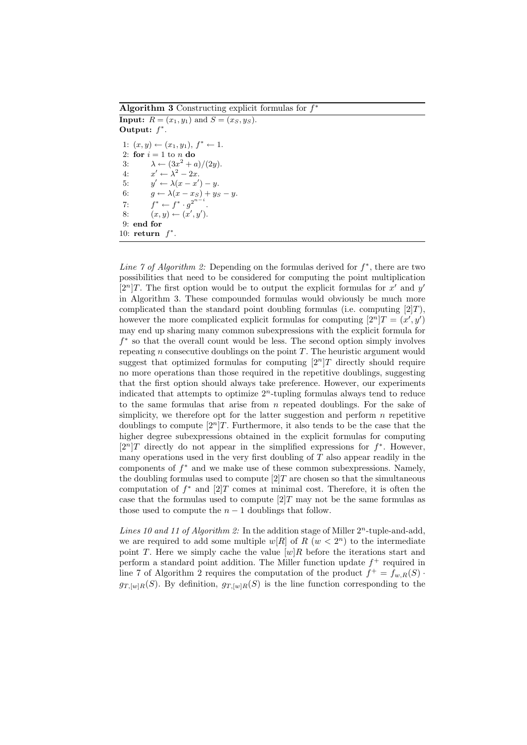**Algorithm 3** Constructing explicit formulas for $f^*$

**Input:** $R = (x_1, y_1)$ and $S = (x_S, y_S)$.
**Output:** $f^*$.

```
1: (x, y) ← (x_1, y_1), f* ← 1.
2: for i = 1 to n do
3:     λ ← (3x^2 + a)/(2y).
4:     x' ← λ^2 − 2x.
5:     y' ← λ(x − x') − y.
6:     g ← λ(x − x_S) + y_S − y.
7:     f* ← f* · g^(2^(n−i)).
8:     (x, y) ← (x', y').
9: end for
10: return f*.
```

*Line 7 of Algorithm 2:* Depending on the formulas derived for $f^*$, there are two possibilities that need to be considered for computing the point multiplication $[2^n]T$. The first option would be to output the explicit formulas for $x'$ and $y'$ in Algorithm 3. These compounded formulas would obviously be much more complicated than the standard point doubling formulas (i.e. computing $[2]T$), however the more complicated explicit formulas for computing $[2^n]T = (x', y')$ may end up sharing many common subexpressions with the explicit formula for $f^*$ so that the overall count would be less. The second option simply involves repeating $n$ consecutive doublings on the point $T$. The heuristic argument would suggest that optimized formulas for computing $[2^n]T$ directly should require no more operations than those required in the repetitive doublings, suggesting that the first option should always take preference. However, our experiments indicated that attempts to optimize $2^n$-tupling formulas always tend to reduce to the same formulas that arise from $n$ repeated doublings. For the sake of simplicity, we therefore opt for the latter suggestion and perform $n$ repetitive doublings to compute $[2^n]T$. Furthermore, it also tends to be the case that the higher degree subexpressions obtained in the explicit formulas for computing $[2^n]T$ directly do not appear in the simplified expressions for $f^*$. However, many operations used in the very first doubling of $T$ also appear readily in the components of $f^*$ and we make use of these common subexpressions. Namely, the doubling formulas used to compute $[2]T$ are chosen so that the simultaneous computation of $f^*$ and $[2]T$ comes at minimal cost. Therefore, it is often the case that the formulas used to compute $[2]T$ may not be the same formulas as those used to compute the $n-1$ doublings that follow.

*Lines 10 and 11 of Algorithm 2:* In the addition stage of Miller $2^n$-tuple-and-add, we are required to add some multiple $w[R]$ of $R$ ($w < 2^n$) to the intermediate point $T$. Here we simply cache the value $[w]R$ before the iterations start and perform a standard point addition. The Miller function update $f^+$ required in line 7 of Algorithm 2 requires the computation of the product $f^+ = f_{w,R}(S) \cdot g_{T,[w]R}(S)$. By definition, $g_{T,[w]R}(S)$ is the line function corresponding to the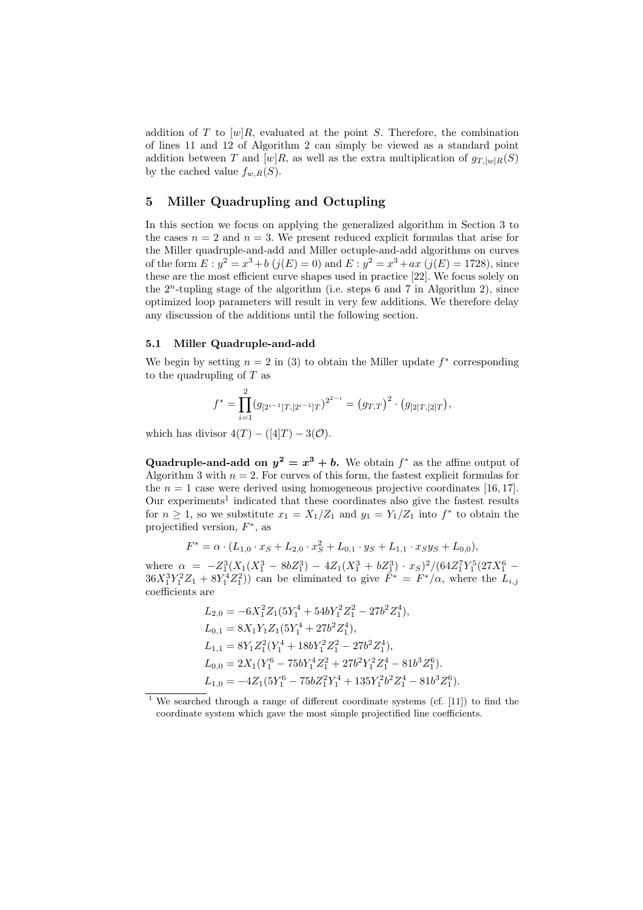addition of $T$ to $[w]R$, evaluated at the point $S$. Therefore, the combination of lines 11 and 12 of Algorithm 2 can simply be viewed as a standard point addition between $T$ and $[w]R$, as well as the extra multiplication of $g_{T,[w]R}(S)$ by the cached value $f_{w,R}(S)$.

## 5 Miller Quadrupling and Octupling

In this section we focus on applying the generalized algorithm in Section 3 to the cases $n = 2$ and $n = 3$. We present reduced explicit formulas that arise for the Miller quadruple-and-add and Miller octuple-and-add algorithms on curves of the form $E : y^2 = x^3 + b$ ($j(E) = 0$) and $E : y^2 = x^3 + ax$ ($j(E) = 1728$), since these are the most efficient curve shapes used in practice [22]. We focus solely on the $2^n$-tupling stage of the algorithm (i.e. steps 6 and 7 in Algorithm 2), since optimized loop parameters will result in very few additions. We therefore delay any discussion of the additions until the following section.

### 5.1 Miller Quadruple-and-add

We begin by setting $n = 2$ in (3) to obtain the Miller update $f^*$ corresponding to the quadrupling of $T$ as

$$f^* = \prod_{i=1}^{2} \left(g_{[2^{i-1}]T,[2^{i-1}]T}\right)^{2^{2-i}} = \left(g_{T,T}\right)^2 \cdot \left(g_{[2]T,[2]T}\right),$$

which has divisor $4(T) - ([4]T) - 3(\mathcal{O})$.

**Quadruple-and-add on $y^2 = x^3 + b$.** We obtain $f^*$ as the affine output of Algorithm 3 with $n = 2$. For curves of this form, the fastest explicit formulas for the $n = 1$ case were derived using homogeneous projective coordinates [16, 17]. Our experiments[1] indicated that these coordinates also give the fastest results for $n \geq 1$, so we substitute $x_1 = X_1/Z_1$ and $y_1 = Y_1/Z_1$ into $f^*$ to obtain the projectified version, $F^*$, as

$$F^* = \alpha \cdot (L_{1,0} \cdot x_S + L_{2,0} \cdot x_S^2 + L_{0,1} \cdot y_S + L_{1,1} \cdot x_S y_S + L_{0,0}),$$

where $\alpha = -Z_1^3(X_1(X_1^3 - 8bZ_1^3) - 4Z_1(X_1^3 + bZ_1^3) \cdot x_S)^2/(64Z_1^7Y_1^5(27X_1^6 - 36X_1^3Y_1^2Z_1 + 8Y_1^4Z_1^2))$ can be eliminated to give $\tilde{F}^* = F^*/\alpha$, where the $L_{i,j}$ coefficients are

$$\begin{aligned}
L_{2,0} &= -6X_1^2Z_1(5Y_1^4 + 54bY_1^2Z_1^2 - 27b^2Z_1^4),\\
L_{0,1} &= 8X_1Y_1Z_1(5Y_1^4 + 27b^2Z_1^4),\\
L_{1,1} &= 8Y_1Z_1^2(Y_1^4 + 18bY_1^2Z_1^2 - 27b^2Z_1^4),\\
L_{0,0} &= 2X_1(Y_1^6 - 75bY_1^4Z_1^2 + 27b^2Y_1^2Z_1^4 - 81b^3Z_1^6).\\
L_{1,0} &= -4Z_1(5Y_1^6 - 75bZ_1^2Y_1^4 + 135Y_1^2b^2Z_1^4 - 81b^3Z_1^6).
\end{aligned}$$

[1] We searched through a range of different coordinate systems (cf. [11]) to find the coordinate system which gave the most simple projectified line coefficients.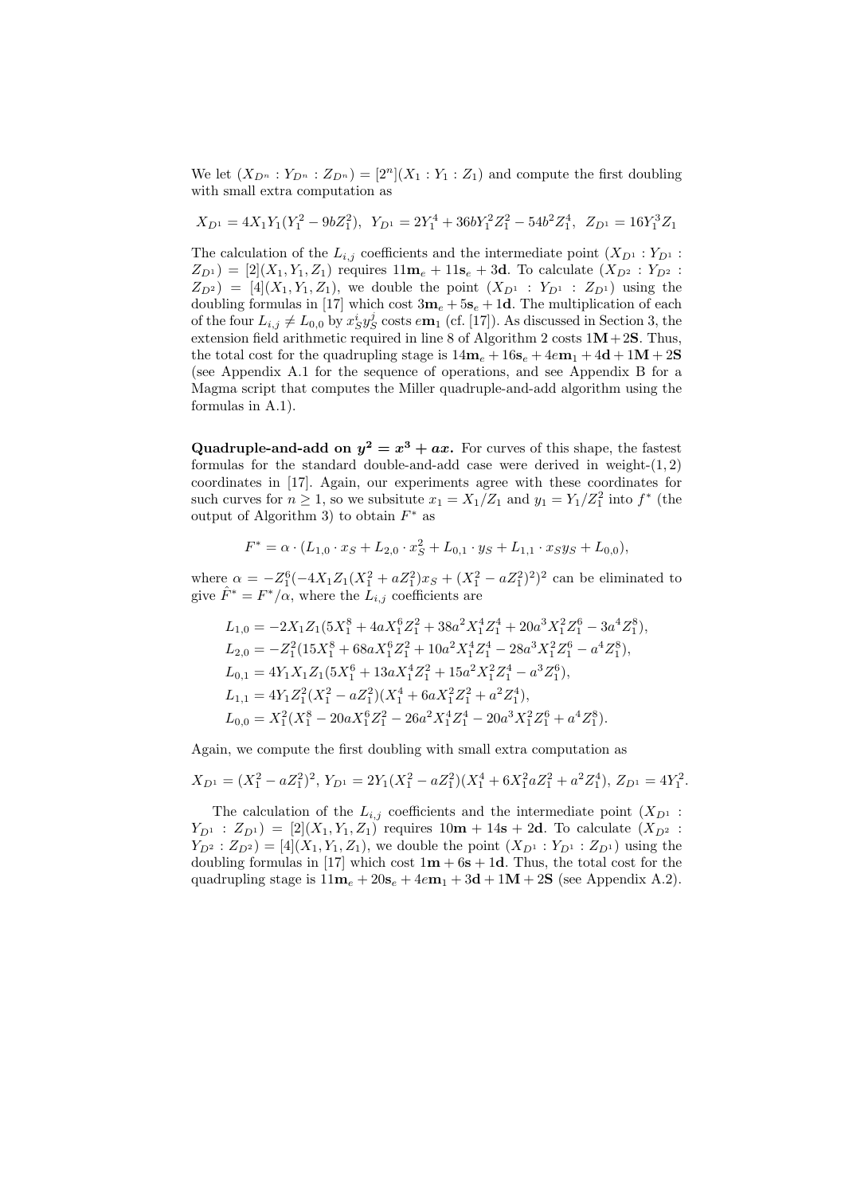We let $(X_{D^n} : Y_{D^n} : Z_{D^n}) = [2^n](X_1 : Y_1 : Z_1)$ and compute the first doubling with small extra computation as

$$X_{D^1} = 4X_1Y_1(Y_1^2 - 9bZ_1^2), \;\; Y_{D^1} = 2Y_1^4 + 36bY_1^2Z_1^2 - 54b^2Z_1^4, \;\; Z_{D^1} = 16Y_1^3Z_1$$

The calculation of the $L_{i,j}$ coefficients and the intermediate point $(X_{D^1} : Y_{D^1} : Z_{D^1}) = [2](X_1, Y_1, Z_1)$ requires $11\mathbf{m}_e + 11\mathbf{s}_e + 3\mathbf{d}$. To calculate $(X_{D^2} : Y_{D^2} : Z_{D^2}) = [4](X_1, Y_1, Z_1)$, we double the point $(X_{D^1} : Y_{D^1} : Z_{D^1})$ using the doubling formulas in [17] which cost $3\mathbf{m}_e + 5\mathbf{s}_e + 1\mathbf{d}$. The multiplication of each of the four $L_{i,j} \neq L_{0,0}$ by $x_S^i y_S^j$ costs $e\mathbf{m}_1$ (cf. [17]). As discussed in Section 3, the extension field arithmetic required in line 8 of Algorithm 2 costs $1\mathbf{M} + 2\mathbf{S}$. Thus, the total cost for the quadrupling stage is $14\mathbf{m}_e + 16\mathbf{s}_e + 4e\mathbf{m}_1 + 4\mathbf{d} + 1\mathbf{M} + 2\mathbf{S}$ (see Appendix A.1 for the sequence of operations, and see Appendix B for a Magma script that computes the Miller quadruple-and-add algorithm using the formulas in A.1).

**Quadruple-and-add on $y^2 = x^3 + ax$.** For curves of this shape, the fastest formulas for the standard double-and-add case were derived in weight-$(1, 2)$ coordinates in [17]. Again, our experiments agree with these coordinates for such curves for $n \geq 1$, so we subsitute $x_1 = X_1/Z_1$ and $y_1 = Y_1/Z_1^2$ into $f^*$ (the output of Algorithm 3) to obtain $F^*$ as

$$F^* = \alpha \cdot (L_{1,0} \cdot x_S + L_{2,0} \cdot x_S^2 + L_{0,1} \cdot y_S + L_{1,1} \cdot x_S y_S + L_{0,0}),$$

where $\alpha = -Z_1^6(-4X_1Z_1(X_1^2 + aZ_1^2)x_S + (X_1^2 - aZ_1^2)^2)^2$ can be eliminated to give $\hat{F}^* = F^*/\alpha$, where the $L_{i,j}$ coefficients are

$$\begin{aligned}
L_{1,0} &= -2X_1Z_1(5X_1^8 + 4aX_1^6Z_1^2 + 38a^2X_1^4Z_1^4 + 20a^3X_1^2Z_1^6 - 3a^4Z_1^8),\\
L_{2,0} &= -Z_1^2(15X_1^8 + 68aX_1^6Z_1^2 + 10a^2X_1^4Z_1^4 - 28a^3X_1^2Z_1^6 - a^4Z_1^8),\\
L_{0,1} &= 4Y_1X_1Z_1(5X_1^6 + 13aX_1^4Z_1^2 + 15a^2X_1^2Z_1^4 - a^3Z_1^6),\\
L_{1,1} &= 4Y_1Z_1^2(X_1^2 - aZ_1^2)(X_1^4 + 6aX_1^2Z_1^2 + a^2Z_1^4),\\
L_{0,0} &= X_1^2(X_1^8 - 20aX_1^6Z_1^2 - 26a^2X_1^4Z_1^4 - 20a^3X_1^2Z_1^6 + a^4Z_1^8).
\end{aligned}$$

Again, we compute the first doubling with small extra computation as

$$X_{D^1} = (X_1^2 - aZ_1^2)^2, \; Y_{D^1} = 2Y_1(X_1^2 - aZ_1^2)(X_1^4 + 6X_1^2aZ_1^2 + a^2Z_1^4), \; Z_{D^1} = 4Y_1^2.$$

The calculation of the $L_{i,j}$ coefficients and the intermediate point $(X_{D^1} : Y_{D^1} : Z_{D^1}) = [2](X_1, Y_1, Z_1)$ requires $10\mathbf{m} + 14\mathbf{s} + 2\mathbf{d}$. To calculate $(X_{D^2} : Y_{D^2} : Z_{D^2}) = [4](X_1, Y_1, Z_1)$, we double the point $(X_{D^1} : Y_{D^1} : Z_{D^1})$ using the doubling formulas in [17] which cost $1\mathbf{m} + 6\mathbf{s} + 1\mathbf{d}$. Thus, the total cost for the quadrupling stage is $11\mathbf{m}_e + 20\mathbf{s}_e + 4e\mathbf{m}_1 + 3\mathbf{d} + 1\mathbf{M} + 2\mathbf{S}$ (see Appendix A.2).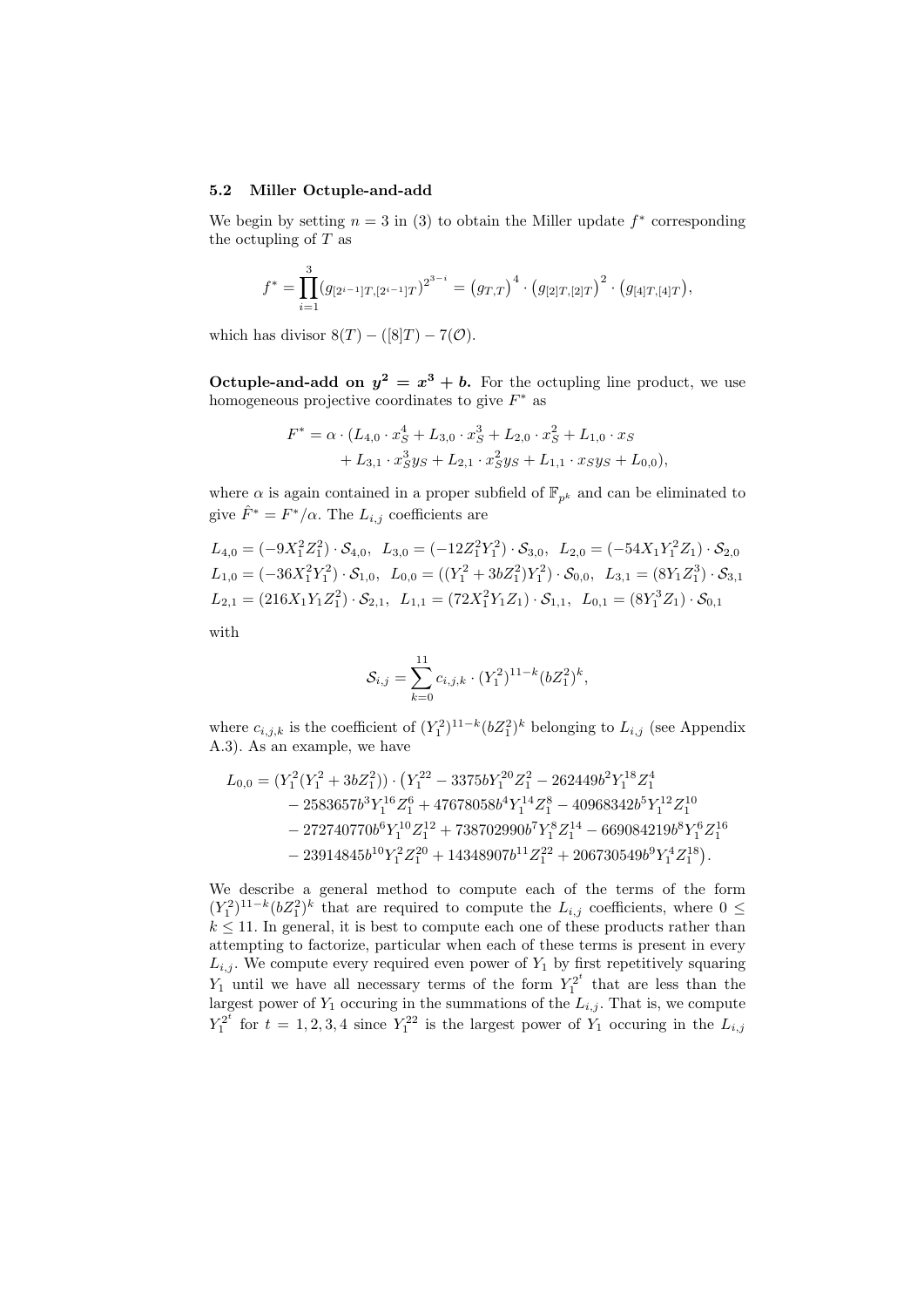### 5.2 Miller Octuple-and-add

We begin by setting $n = 3$ in (3) to obtain the Miller update $f^*$ corresponding the octupling of $T$ as

$$f^* = \prod_{i=1}^{3} (g_{[2^{i-1}]T,[2^{i-1}]T})^{2^{3-i}} = \left(g_{T,T}\right)^4 \cdot \left(g_{[2]T,[2]T}\right)^2 \cdot \left(g_{[4]T,[4]T}\right),$$

which has divisor $8(T) - ([8]T) - 7(\mathcal{O})$.

**Octuple-and-add on $y^2 = x^3 + b$.** For the octupling line product, we use homogeneous projective coordinates to give $F^*$ as

$$\begin{aligned} F^* = \alpha \cdot (&L_{4,0} \cdot x_S^4 + L_{3,0} \cdot x_S^3 + L_{2,0} \cdot x_S^2 + L_{1,0} \cdot x_S \\ &+ L_{3,1} \cdot x_S^3 y_S + L_{2,1} \cdot x_S^2 y_S + L_{1,1} \cdot x_S y_S + L_{0,0}), \end{aligned}$$

where $\alpha$ is again contained in a proper subfield of $\mathbb{F}_{p^k}$ and can be eliminated to give $\hat{F}^* = F^*/\alpha$. The $L_{i,j}$ coefficients are

$$\begin{aligned} &L_{4,0} = (-9X_1^2Z_1^2) \cdot \mathcal{S}_{4,0}, \ \ L_{3,0} = (-12Z_1^2Y_1^2) \cdot \mathcal{S}_{3,0}, \ \ L_{2,0} = (-54X_1Y_1^2Z_1) \cdot \mathcal{S}_{2,0} \\ &L_{1,0} = (-36X_1^2Y_1^2) \cdot \mathcal{S}_{1,0}, \ \ L_{0,0} = ((Y_1^2 + 3bZ_1^2)Y_1^2) \cdot \mathcal{S}_{0,0}, \ \ L_{3,1} = (8Y_1Z_1^3) \cdot \mathcal{S}_{3,1} \\ &L_{2,1} = (216X_1Y_1Z_1^2) \cdot \mathcal{S}_{2,1}, \ \ L_{1,1} = (72X_1^2Y_1Z_1) \cdot \mathcal{S}_{1,1}, \ \ L_{0,1} = (8Y_1^3Z_1) \cdot \mathcal{S}_{0,1} \end{aligned}$$

with

$$\mathcal{S}_{i,j} = \sum_{k=0}^{11} c_{i,j,k} \cdot (Y_1^2)^{11-k}(bZ_1^2)^k,$$

where $c_{i,j,k}$ is the coefficient of $(Y_1^2)^{11-k}(bZ_1^2)^k$ belonging to $L_{i,j}$ (see Appendix A.3). As an example, we have

$$\begin{aligned} L_{0,0} = (Y_1^2(Y_1^2 + 3bZ_1^2)) \cdot \big(&Y_1^{22} - 3375bY_1^{20}Z_1^2 - 262449b^2Y_1^{18}Z_1^4 \\ &- 2583657b^3Y_1^{16}Z_1^6 + 47678058b^4Y_1^{14}Z_1^8 - 40968342b^5Y_1^{12}Z_1^{10} \\ &- 272740770b^6Y_1^{10}Z_1^{12} + 738702990b^7Y_1^8Z_1^{14} - 669084219b^8Y_1^6Z_1^{16} \\ &- 23914845b^{10}Y_1^2Z_1^{20} + 14348907b^{11}Z_1^{22} + 206730549b^9Y_1^4Z_1^{18}\big). \end{aligned}$$

We describe a general method to compute each of the terms of the form $(Y_1^2)^{11-k}(bZ_1^2)^k$ that are required to compute the $L_{i,j}$ coefficients, where $0 \leq k \leq 11$. In general, it is best to compute each one of these products rather than attempting to factorize, particular when each of these terms is present in every $L_{i,j}$. We compute every required even power of $Y_1$ by first repetitively squaring $Y_1$ until we have all necessary terms of the form $Y_1^{2^t}$ that are less than the largest power of $Y_1$ occuring in the summations of the $L_{i,j}$. That is, we compute $Y_1^{2^t}$ for $t = 1, 2, 3, 4$ since $Y_1^{22}$ is the largest power of $Y_1$ occuring in the $L_{i,j}$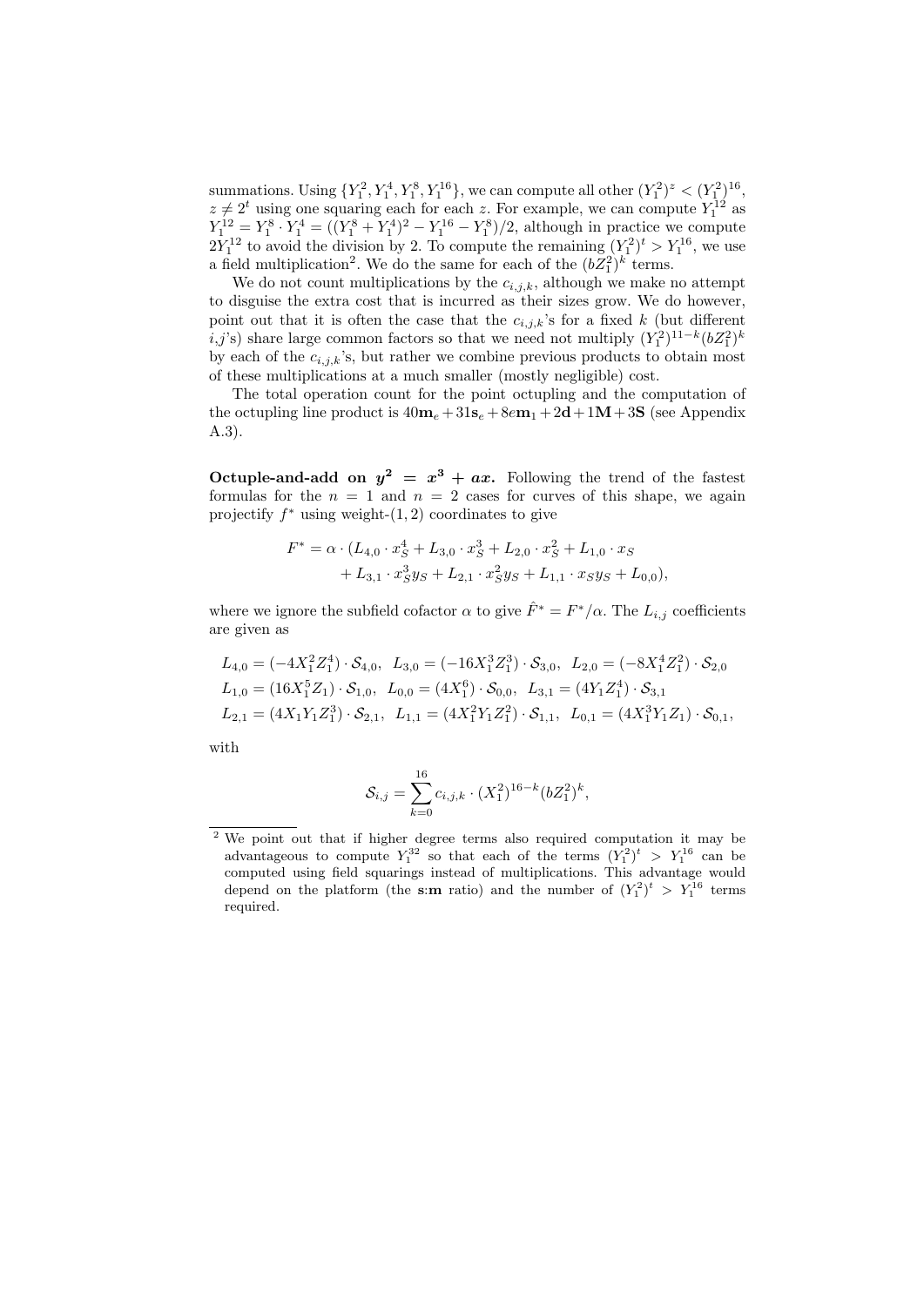summations. Using $\{Y_1^2, Y_1^4, Y_1^8, Y_1^{16}\}$, we can compute all other $(Y_1^2)^z < (Y_1^2)^{16}$, $z \neq 2^t$ using one squaring each for each $z$. For example, we can compute $Y_1^{12}$ as $Y_1^{12} = Y_1^8 \cdot Y_1^4 = ((Y_1^8 + Y_1^4)^2 - Y_1^{16} - Y_1^8)/2$, although in practice we compute $2Y_1^{12}$ to avoid the division by 2. To compute the remaining $(Y_1^2)^t > Y_1^{16}$, we use a field multiplication[2]. We do the same for each of the $(bZ_1^2)^k$ terms.

We do not count multiplications by the $c_{i,j,k}$, although we make no attempt to disguise the extra cost that is incurred as their sizes grow. We do however, point out that it is often the case that the $c_{i,j,k}$'s for a fixed $k$ (but different $i$,$j$'s) share large common factors so that we need not multiply $(Y_1^2)^{11-k}(bZ_1^2)^k$ by each of the $c_{i,j,k}$'s, but rather we combine previous products to obtain most of these multiplications at a much smaller (mostly negligible) cost.

The total operation count for the point octupling and the computation of the octupling line product is $40\mathbf{m}_e + 31\mathbf{s}_e + 8e\mathbf{m}_1 + 2\mathbf{d} + 1\mathbf{M} + 3\mathbf{S}$ (see Appendix A.3).

**Octuple-and-add on $y^2 = x^3 + ax$.** Following the trend of the fastest formulas for the $n = 1$ and $n = 2$ cases for curves of this shape, we again projectify $f^*$ using weight-$(1, 2)$ coordinates to give

$$F^* = \alpha \cdot (L_{4,0} \cdot x_S^4 + L_{3,0} \cdot x_S^3 + L_{2,0} \cdot x_S^2 + L_{1,0} \cdot x_S + L_{3,1} \cdot x_S^3 y_S + L_{2,1} \cdot x_S^2 y_S + L_{1,1} \cdot x_S y_S + L_{0,0}),$$

where we ignore the subfield cofactor $\alpha$ to give $\hat{F}^* = F^*/\alpha$. The $L_{i,j}$ coefficients are given as

$$L_{4,0} = (-4X_1^2Z_1^4) \cdot \mathcal{S}_{4,0},\ \ L_{3,0} = (-16X_1^3Z_1^3) \cdot \mathcal{S}_{3,0},\ \ L_{2,0} = (-8X_1^4Z_1^2) \cdot \mathcal{S}_{2,0}$$
$$L_{1,0} = (16X_1^5Z_1) \cdot \mathcal{S}_{1,0},\ \ L_{0,0} = (4X_1^6) \cdot \mathcal{S}_{0,0},\ \ L_{3,1} = (4Y_1Z_1^4) \cdot \mathcal{S}_{3,1}$$
$$L_{2,1} = (4X_1Y_1Z_1^3) \cdot \mathcal{S}_{2,1},\ \ L_{1,1} = (4X_1^2Y_1Z_1^2) \cdot \mathcal{S}_{1,1},\ \ L_{0,1} = (4X_1^3Y_1Z_1) \cdot \mathcal{S}_{0,1},$$

with

$$\mathcal{S}_{i,j} = \sum_{k=0}^{16} c_{i,j,k} \cdot (X_1^2)^{16-k}(bZ_1^2)^k,$$

[2] We point out that if higher degree terms also required computation it may be advantageous to compute $Y_1^{32}$ so that each of the terms $(Y_1^2)^t > Y_1^{16}$ can be computed using field squarings instead of multiplications. This advantage would depend on the platform (the $\mathbf{s}$:$\mathbf{m}$ ratio) and the number of $(Y_1^2)^t > Y_1^{16}$ terms required.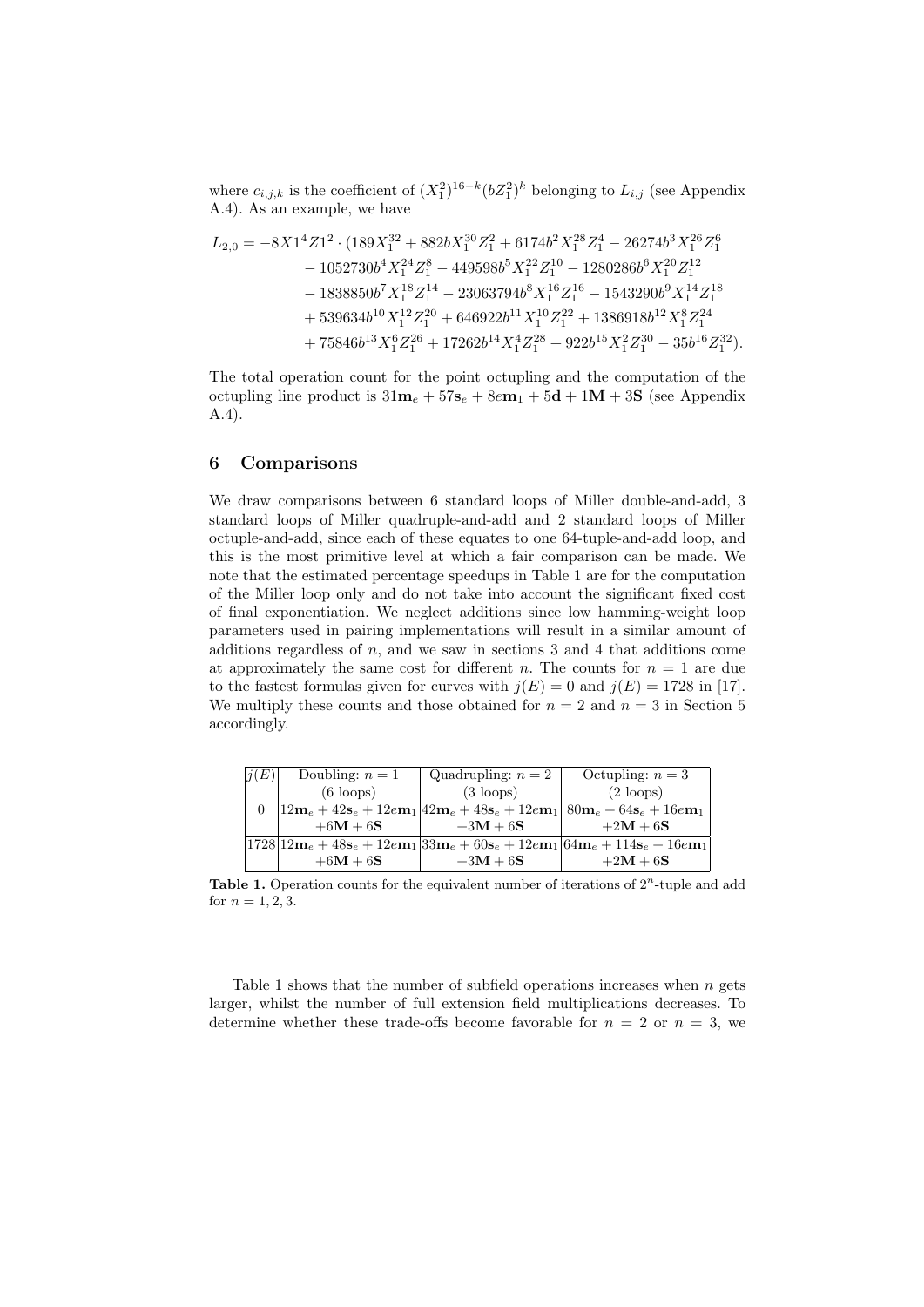where $c_{i,j,k}$ is the coefficient of $(X_1^2)^{16-k}(bZ_1^2)^k$ belonging to $L_{i,j}$ (see Appendix A.4). As an example, we have

$$
\begin{aligned}
L_{2,0} = -8X1^4Z1^2 \cdot (&189X_1^{32} + 882bX_1^{30}Z_1^2 + 6174b^2X_1^{28}Z_1^4 - 26274b^3X_1^{26}Z_1^6 \\
&- 1052730b^4X_1^{24}Z_1^8 - 449598b^5X_1^{22}Z_1^{10} - 1280286b^6X_1^{20}Z_1^{12} \\
&- 1838850b^7X_1^{18}Z_1^{14} - 23063794b^8X_1^{16}Z_1^{16} - 1543290b^9X_1^{14}Z_1^{18} \\
&+ 539634b^{10}X_1^{12}Z_1^{20} + 646922b^{11}X_1^{10}Z_1^{22} + 1386918b^{12}X_1^8Z_1^{24} \\
&+ 75846b^{13}X_1^6Z_1^{26} + 17262b^{14}X_1^4Z_1^{28} + 922b^{15}X_1^2Z_1^{30} - 35b^{16}Z_1^{32}).
\end{aligned}
$$

The total operation count for the point octupling and the computation of the octupling line product is $31\mathbf{m}_e + 57\mathbf{s}_e + 8e\mathbf{m}_1 + 5\mathbf{d} + 1\mathbf{M} + 3\mathbf{S}$ (see Appendix A.4).

## 6 Comparisons

We draw comparisons between 6 standard loops of Miller double-and-add, 3 standard loops of Miller quadruple-and-add and 2 standard loops of Miller octuple-and-add, since each of these equates to one 64-tuple-and-add loop, and this is the most primitive level at which a fair comparison can be made. We note that the estimated percentage speedups in Table 1 are for the computation of the Miller loop only and do not take into account the significant fixed cost of final exponentiation. We neglect additions since low hamming-weight loop parameters used in pairing implementations will result in a similar amount of additions regardless of $n$, and we saw in sections 3 and 4 that additions come at approximately the same cost for different $n$. The counts for $n = 1$ are due to the fastest formulas given for curves with $j(E) = 0$ and $j(E) = 1728$ in [17]. We multiply these counts and those obtained for $n = 2$ and $n = 3$ in Section 5 accordingly.

| $j(E)$ | Doubling: $n = 1$ (6 loops) | Quadrupling: $n = 2$ (3 loops) | Octupling: $n = 3$ (2 loops) |
|---|---|---|---|
| 0 | $12\mathbf{m}_e + 42\mathbf{s}_e + 12e\mathbf{m}_1$ $+6\mathbf{M} + 6\mathbf{S}$ | $42\mathbf{m}_e + 48\mathbf{s}_e + 12e\mathbf{m}_1$ $+3\mathbf{M} + 6\mathbf{S}$ | $80\mathbf{m}_e + 64\mathbf{s}_e + 16e\mathbf{m}_1$ $+2\mathbf{M} + 6\mathbf{S}$ |
| 1728 | $12\mathbf{m}_e + 48\mathbf{s}_e + 12e\mathbf{m}_1$ $+6\mathbf{M} + 6\mathbf{S}$ | $33\mathbf{m}_e + 60\mathbf{s}_e + 12e\mathbf{m}_1$ $+3\mathbf{M} + 6\mathbf{S}$ | $64\mathbf{m}_e + 114\mathbf{s}_e + 16e\mathbf{m}_1$ $+2\mathbf{M} + 6\mathbf{S}$ |

**Table 1.** Operation counts for the equivalent number of iterations of $2^n$-tuple and add for $n = 1, 2, 3$.

Table 1 shows that the number of subfield operations increases when $n$ gets larger, whilst the number of full extension field multiplications decreases. To determine whether these trade-offs become favorable for $n = 2$ or $n = 3$, we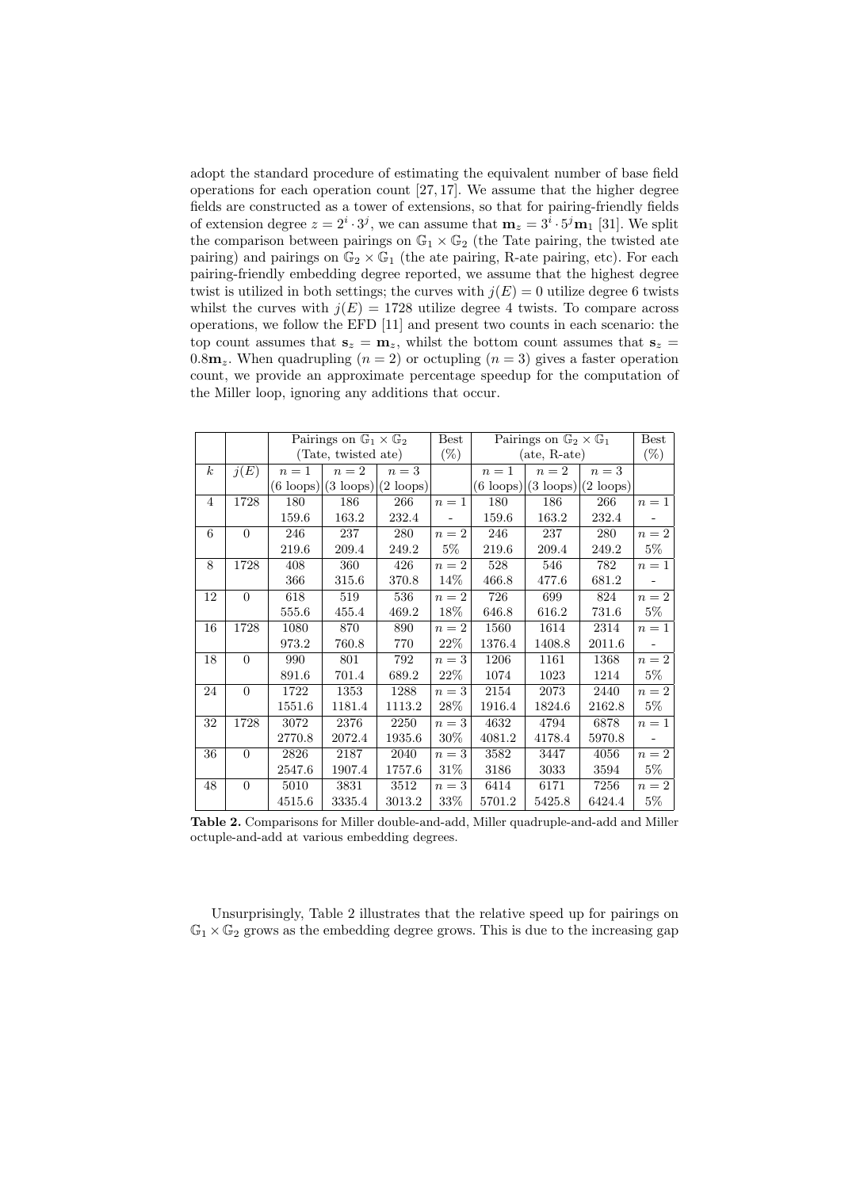adopt the standard procedure of estimating the equivalent number of base field operations for each operation count [27, 17]. We assume that the higher degree fields are constructed as a tower of extensions, so that for pairing-friendly fields of extension degree $z = 2^i \cdot 3^j$, we can assume that $\mathbf{m}_z = 3^i \cdot 5^j \mathbf{m}_1$ [31]. We split the comparison between pairings on $\mathbb{G}_1 \times \mathbb{G}_2$ (the Tate pairing, the twisted ate pairing) and pairings on $\mathbb{G}_2 \times \mathbb{G}_1$ (the ate pairing, R-ate pairing, etc). For each pairing-friendly embedding degree reported, we assume that the highest degree twist is utilized in both settings; the curves with $j(E) = 0$ utilize degree 6 twists whilst the curves with $j(E) = 1728$ utilize degree 4 twists. To compare across operations, we follow the EFD [11] and present two counts in each scenario: the top count assumes that $\mathbf{s}_z = \mathbf{m}_z$, whilst the bottom count assumes that $\mathbf{s}_z = 0.8\mathbf{m}_z$. When quadrupling ($n = 2$) or octupling ($n = 3$) gives a faster operation count, we provide an approximate percentage speedup for the computation of the Miller loop, ignoring any additions that occur.

| | | Pairings on $\mathbb{G}_1 \times \mathbb{G}_2$ (Tate, twisted ate) | | | Best (%) | Pairings on $\mathbb{G}_2 \times \mathbb{G}_1$ (ate, R-ate) | | | Best (%) |
|---|---|---|---|---|---|---|---|---|---|
| $k$ | $j(E)$ | $n = 1$ (6 loops) | $n = 2$ (3 loops) | $n = 3$ (2 loops) | | $n = 1$ (6 loops) | $n = 2$ (3 loops) | $n = 3$ (2 loops) | |
| 4 | 1728 | 180 | 186 | 266 | $n = 1$ | 180 | 186 | 266 | $n = 1$ |
| | | 159.6 | 163.2 | 232.4 | - | 159.6 | 163.2 | 232.4 | - |
| 6 | 0 | 246 | 237 | 280 | $n = 2$ | 246 | 237 | 280 | $n = 2$ |
| | | 219.6 | 209.4 | 249.2 | 5% | 219.6 | 209.4 | 249.2 | 5% |
| 8 | 1728 | 408 | 360 | 426 | $n = 2$ | 528 | 546 | 782 | $n = 1$ |
| | | 366 | 315.6 | 370.8 | 14% | 466.8 | 477.6 | 681.2 | - |
| 12 | 0 | 618 | 519 | 536 | $n = 2$ | 726 | 699 | 824 | $n = 2$ |
| | | 555.6 | 455.4 | 469.2 | 18% | 646.8 | 616.2 | 731.6 | 5% |
| 16 | 1728 | 1080 | 870 | 890 | $n = 2$ | 1560 | 1614 | 2314 | $n = 1$ |
| | | 973.2 | 760.8 | 770 | 22% | 1376.4 | 1408.8 | 2011.6 | - |
| 18 | 0 | 990 | 801 | 792 | $n = 3$ | 1206 | 1161 | 1368 | $n = 2$ |
| | | 891.6 | 701.4 | 689.2 | 22% | 1074 | 1023 | 1214 | 5% |
| 24 | 0 | 1722 | 1353 | 1288 | $n = 3$ | 2154 | 2073 | 2440 | $n = 2$ |
| | | 1551.6 | 1181.4 | 1113.2 | 28% | 1916.4 | 1824.6 | 2162.8 | 5% |
| 32 | 1728 | 3072 | 2376 | 2250 | $n = 3$ | 4632 | 4794 | 6878 | $n = 1$ |
| | | 2770.8 | 2072.4 | 1935.6 | 30% | 4081.2 | 4178.4 | 5970.8 | - |
| 36 | 0 | 2826 | 2187 | 2040 | $n = 3$ | 3582 | 3447 | 4056 | $n = 2$ |
| | | 2547.6 | 1907.4 | 1757.6 | 31% | 3186 | 3033 | 3594 | 5% |
| 48 | 0 | 5010 | 3831 | 3512 | $n = 3$ | 6414 | 6171 | 7256 | $n = 2$ |
| | | 4515.6 | 3335.4 | 3013.2 | 33% | 5701.2 | 5425.8 | 6424.4 | 5% |

**Table 2.** Comparisons for Miller double-and-add, Miller quadruple-and-add and Miller octuple-and-add at various embedding degrees.

Unsurprisingly, Table 2 illustrates that the relative speed up for pairings on $\mathbb{G}_1 \times \mathbb{G}_2$ grows as the embedding degree grows. This is due to the increasing gap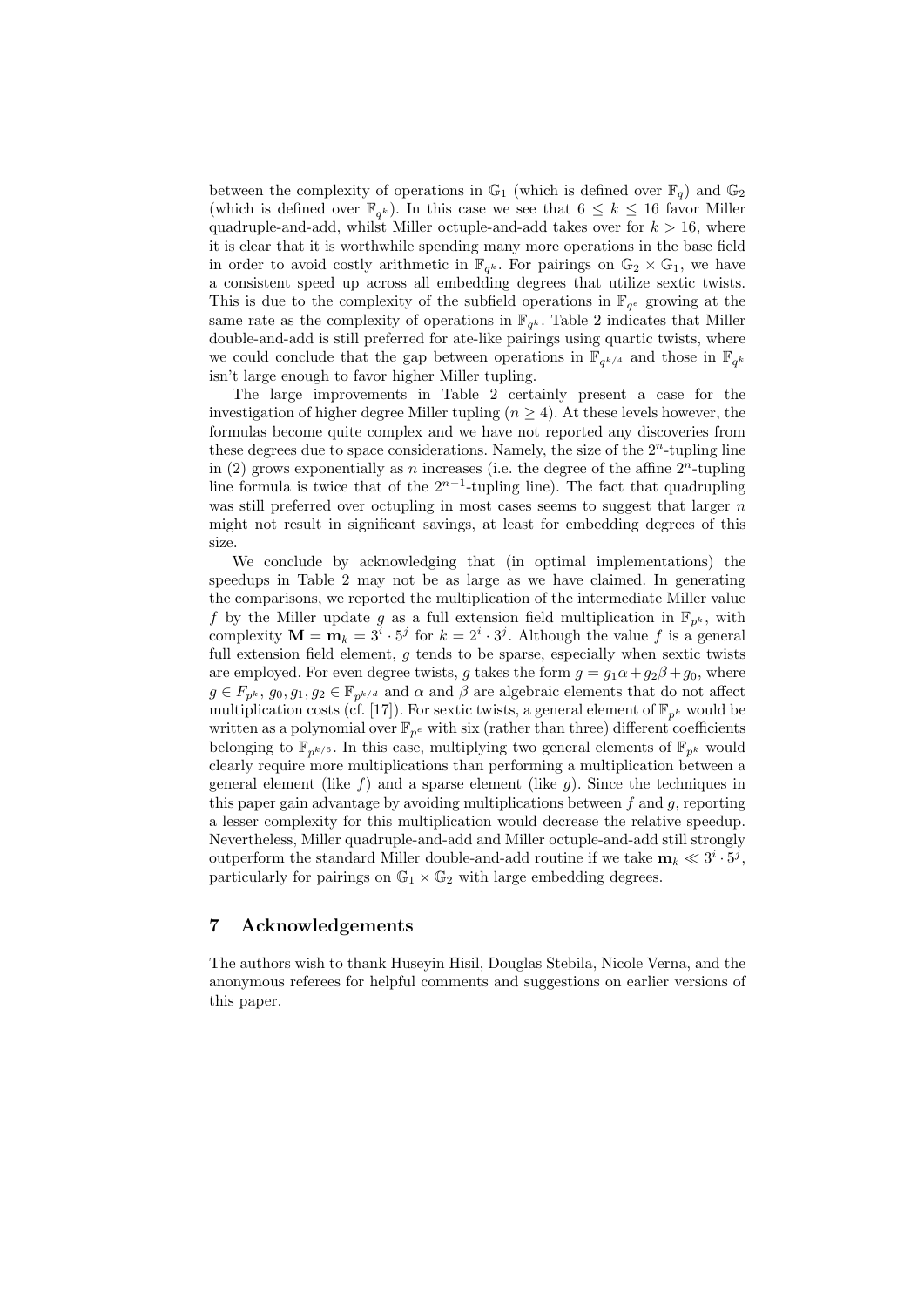between the complexity of operations in $\mathbb{G}_1$ (which is defined over $\mathbb{F}_q$) and $\mathbb{G}_2$ (which is defined over $\mathbb{F}_{q^k}$). In this case we see that $6 \le k \le 16$ favor Miller quadruple-and-add, whilst Miller octuple-and-add takes over for $k > 16$, where it is clear that it is worthwhile spending many more operations in the base field in order to avoid costly arithmetic in $\mathbb{F}_{q^k}$. For pairings on $\mathbb{G}_2 \times \mathbb{G}_1$, we have a consistent speed up across all embedding degrees that utilize sextic twists. This is due to the complexity of the subfield operations in $\mathbb{F}_{q^e}$ growing at the same rate as the complexity of operations in $\mathbb{F}_{q^k}$. Table 2 indicates that Miller double-and-add is still preferred for ate-like pairings using quartic twists, where we could conclude that the gap between operations in $\mathbb{F}_{q^{k/4}}$ and those in $\mathbb{F}_{q^k}$ isn't large enough to favor higher Miller tupling.

The large improvements in Table 2 certainly present a case for the investigation of higher degree Miller tupling ($n \ge 4$). At these levels however, the formulas become quite complex and we have not reported any discoveries from these degrees due to space considerations. Namely, the size of the $2^n$-tupling line in (2) grows exponentially as $n$ increases (i.e. the degree of the affine $2^n$-tupling line formula is twice that of the $2^{n-1}$-tupling line). The fact that quadrupling was still preferred over octupling in most cases seems to suggest that larger $n$ might not result in significant savings, at least for embedding degrees of this size.

We conclude by acknowledging that (in optimal implementations) the speedups in Table 2 may not be as large as we have claimed. In generating the comparisons, we reported the multiplication of the intermediate Miller value $f$ by the Miller update $g$ as a full extension field multiplication in $\mathbb{F}_{p^k}$, with complexity $\mathbf{M} = \mathbf{m}_k = 3^i \cdot 5^j$ for $k = 2^i \cdot 3^j$. Although the value $f$ is a general full extension field element, $g$ tends to be sparse, especially when sextic twists are employed. For even degree twists, $g$ takes the form $g = g_1\alpha + g_2\beta + g_0$, where $g \in F_{p^k}$, $g_0, g_1, g_2 \in \mathbb{F}_{p^{k/d}}$ and $\alpha$ and $\beta$ are algebraic elements that do not affect multiplication costs (cf. [17]). For sextic twists, a general element of $\mathbb{F}_{p^k}$ would be written as a polynomial over $\mathbb{F}_{p^e}$ with six (rather than three) different coefficients belonging to $\mathbb{F}_{p^{k/6}}$. In this case, multiplying two general elements of $\mathbb{F}_{p^k}$ would clearly require more multiplications than performing a multiplication between a general element (like $f$) and a sparse element (like $g$). Since the techniques in this paper gain advantage by avoiding multiplications between $f$ and $g$, reporting a lesser complexity for this multiplication would decrease the relative speedup. Nevertheless, Miller quadruple-and-add and Miller octuple-and-add still strongly outperform the standard Miller double-and-add routine if we take $\mathbf{m}_k \ll 3^i \cdot 5^j$, particularly for pairings on $\mathbb{G}_1 \times \mathbb{G}_2$ with large embedding degrees.

## 7 Acknowledgements

The authors wish to thank Huseyin Hisil, Douglas Stebila, Nicole Verna, and the anonymous referees for helpful comments and suggestions on earlier versions of this paper.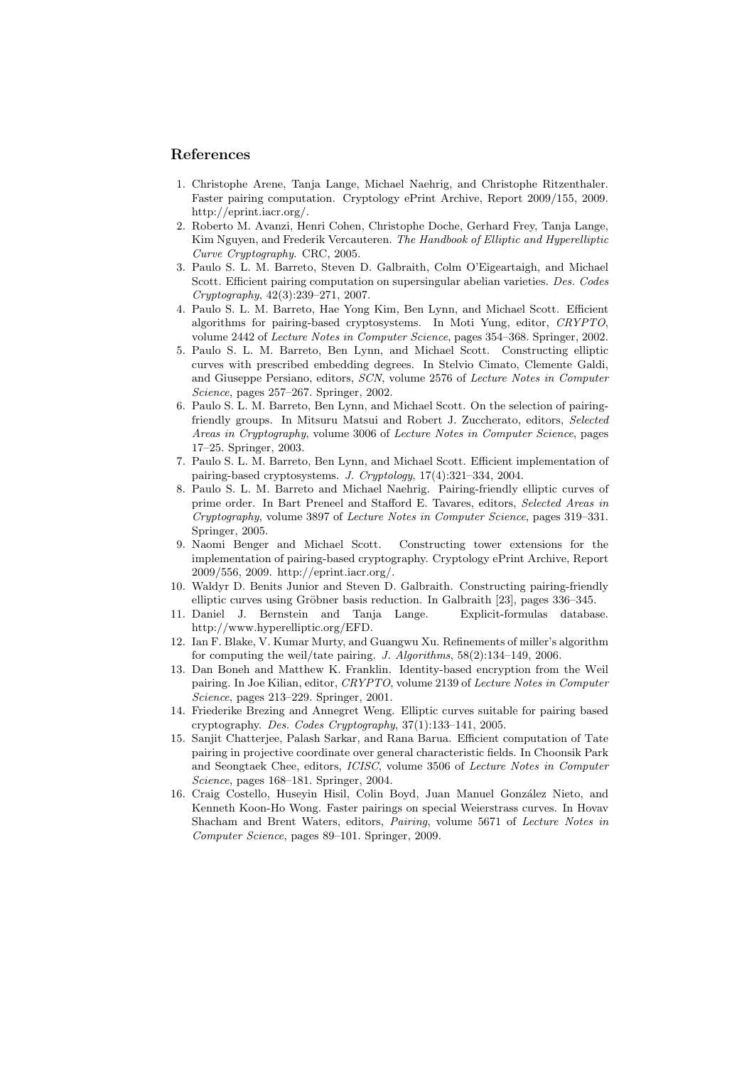## References

1. Christophe Arene, Tanja Lange, Michael Naehrig, and Christophe Ritzenthaler. Faster pairing computation. Cryptology ePrint Archive, Report 2009/155, 2009. http://eprint.iacr.org/.
2. Roberto M. Avanzi, Henri Cohen, Christophe Doche, Gerhard Frey, Tanja Lange, Kim Nguyen, and Frederik Vercauteren. *The Handbook of Elliptic and Hyperelliptic Curve Cryptography.* CRC, 2005.
3. Paulo S. L. M. Barreto, Steven D. Galbraith, Colm O'Eigeartaigh, and Michael Scott. Efficient pairing computation on supersingular abelian varieties. *Des. Codes Cryptography*, 42(3):239–271, 2007.
4. Paulo S. L. M. Barreto, Hae Yong Kim, Ben Lynn, and Michael Scott. Efficient algorithms for pairing-based cryptosystems. In Moti Yung, editor, *CRYPTO*, volume 2442 of *Lecture Notes in Computer Science*, pages 354–368. Springer, 2002.
5. Paulo S. L. M. Barreto, Ben Lynn, and Michael Scott. Constructing elliptic curves with prescribed embedding degrees. In Stelvio Cimato, Clemente Galdi, and Giuseppe Persiano, editors, *SCN*, volume 2576 of *Lecture Notes in Computer Science*, pages 257–267. Springer, 2002.
6. Paulo S. L. M. Barreto, Ben Lynn, and Michael Scott. On the selection of pairing-friendly groups. In Mitsuru Matsui and Robert J. Zuccherato, editors, *Selected Areas in Cryptography*, volume 3006 of *Lecture Notes in Computer Science*, pages 17–25. Springer, 2003.
7. Paulo S. L. M. Barreto, Ben Lynn, and Michael Scott. Efficient implementation of pairing-based cryptosystems. *J. Cryptology*, 17(4):321–334, 2004.
8. Paulo S. L. M. Barreto and Michael Naehrig. Pairing-friendly elliptic curves of prime order. In Bart Preneel and Stafford E. Tavares, editors, *Selected Areas in Cryptography*, volume 3897 of *Lecture Notes in Computer Science*, pages 319–331. Springer, 2005.
9. Naomi Benger and Michael Scott. Constructing tower extensions for the implementation of pairing-based cryptography. Cryptology ePrint Archive, Report 2009/556, 2009. http://eprint.iacr.org/.
10. Waldyr D. Benits Junior and Steven D. Galbraith. Constructing pairing-friendly elliptic curves using Gröbner basis reduction. In Galbraith [23], pages 336–345.
11. Daniel J. Bernstein and Tanja Lange. Explicit-formulas database. http://www.hyperelliptic.org/EFD.
12. Ian F. Blake, V. Kumar Murty, and Guangwu Xu. Refinements of miller's algorithm for computing the weil/tate pairing. *J. Algorithms*, 58(2):134–149, 2006.
13. Dan Boneh and Matthew K. Franklin. Identity-based encryption from the Weil pairing. In Joe Kilian, editor, *CRYPTO*, volume 2139 of *Lecture Notes in Computer Science*, pages 213–229. Springer, 2001.
14. Friederike Brezing and Annegret Weng. Elliptic curves suitable for pairing based cryptography. *Des. Codes Cryptography*, 37(1):133–141, 2005.
15. Sanjit Chatterjee, Palash Sarkar, and Rana Barua. Efficient computation of Tate pairing in projective coordinate over general characteristic fields. In Choonsik Park and Seongtaek Chee, editors, *ICISC*, volume 3506 of *Lecture Notes in Computer Science*, pages 168–181. Springer, 2004.
16. Craig Costello, Huseyin Hisil, Colin Boyd, Juan Manuel González Nieto, and Kenneth Koon-Ho Wong. Faster pairings on special Weierstrass curves. In Hovav Shacham and Brent Waters, editors, *Pairing*, volume 5671 of *Lecture Notes in Computer Science*, pages 89–101. Springer, 2009.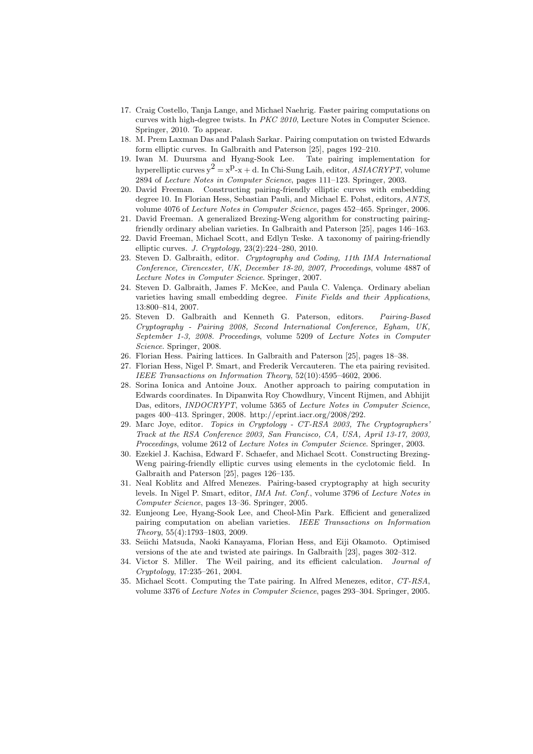17. Craig Costello, Tanja Lange, and Michael Naehrig. Faster pairing computations on curves with high-degree twists. In *PKC 2010*, Lecture Notes in Computer Science. Springer, 2010. To appear.
18. M. Prem Laxman Das and Palash Sarkar. Pairing computation on twisted Edwards form elliptic curves. In Galbraith and Paterson [25], pages 192–210.
19. Iwan M. Duursma and Hyang-Sook Lee. Tate pairing implementation for hyperelliptic curves $y^2 = x^p - x + d$. In Chi-Sung Laih, editor, *ASIACRYPT*, volume 2894 of *Lecture Notes in Computer Science*, pages 111–123. Springer, 2003.
20. David Freeman. Constructing pairing-friendly elliptic curves with embedding degree 10. In Florian Hess, Sebastian Pauli, and Michael E. Pohst, editors, *ANTS*, volume 4076 of *Lecture Notes in Computer Science*, pages 452–465. Springer, 2006.
21. David Freeman. A generalized Brezing-Weng algorithm for constructing pairing-friendly ordinary abelian varieties. In Galbraith and Paterson [25], pages 146–163.
22. David Freeman, Michael Scott, and Edlyn Teske. A taxonomy of pairing-friendly elliptic curves. *J. Cryptology*, 23(2):224–280, 2010.
23. Steven D. Galbraith, editor. *Cryptography and Coding, 11th IMA International Conference, Cirencester, UK, December 18-20, 2007, Proceedings*, volume 4887 of *Lecture Notes in Computer Science*. Springer, 2007.
24. Steven D. Galbraith, James F. McKee, and Paula C. Valença. Ordinary abelian varieties having small embedding degree. *Finite Fields and their Applications*, 13:800–814, 2007.
25. Steven D. Galbraith and Kenneth G. Paterson, editors. *Pairing-Based Cryptography - Pairing 2008, Second International Conference, Egham, UK, September 1-3, 2008. Proceedings*, volume 5209 of *Lecture Notes in Computer Science*. Springer, 2008.
26. Florian Hess. Pairing lattices. In Galbraith and Paterson [25], pages 18–38.
27. Florian Hess, Nigel P. Smart, and Frederik Vercauteren. The eta pairing revisited. *IEEE Transactions on Information Theory*, 52(10):4595–4602, 2006.
28. Sorina Ionica and Antoine Joux. Another approach to pairing computation in Edwards coordinates. In Dipanwita Roy Chowdhury, Vincent Rijmen, and Abhijit Das, editors, *INDOCRYPT*, volume 5365 of *Lecture Notes in Computer Science*, pages 400–413. Springer, 2008. http://eprint.iacr.org/2008/292.
29. Marc Joye, editor. *Topics in Cryptology - CT-RSA 2003, The Cryptographers' Track at the RSA Conference 2003, San Francisco, CA, USA, April 13-17, 2003, Proceedings*, volume 2612 of *Lecture Notes in Computer Science*. Springer, 2003.
30. Ezekiel J. Kachisa, Edward F. Schaefer, and Michael Scott. Constructing Brezing-Weng pairing-friendly elliptic curves using elements in the cyclotomic field. In Galbraith and Paterson [25], pages 126–135.
31. Neal Koblitz and Alfred Menezes. Pairing-based cryptography at high security levels. In Nigel P. Smart, editor, *IMA Int. Conf.*, volume 3796 of *Lecture Notes in Computer Science*, pages 13–36. Springer, 2005.
32. Eunjeong Lee, Hyang-Sook Lee, and Cheol-Min Park. Efficient and generalized pairing computation on abelian varieties. *IEEE Transactions on Information Theory*, 55(4):1793–1803, 2009.
33. Seiichi Matsuda, Naoki Kanayama, Florian Hess, and Eiji Okamoto. Optimised versions of the ate and twisted ate pairings. In Galbraith [23], pages 302–312.
34. Victor S. Miller. The Weil pairing, and its efficient calculation. *Journal of Cryptology*, 17:235–261, 2004.
35. Michael Scott. Computing the Tate pairing. In Alfred Menezes, editor, *CT-RSA*, volume 3376 of *Lecture Notes in Computer Science*, pages 293–304. Springer, 2005.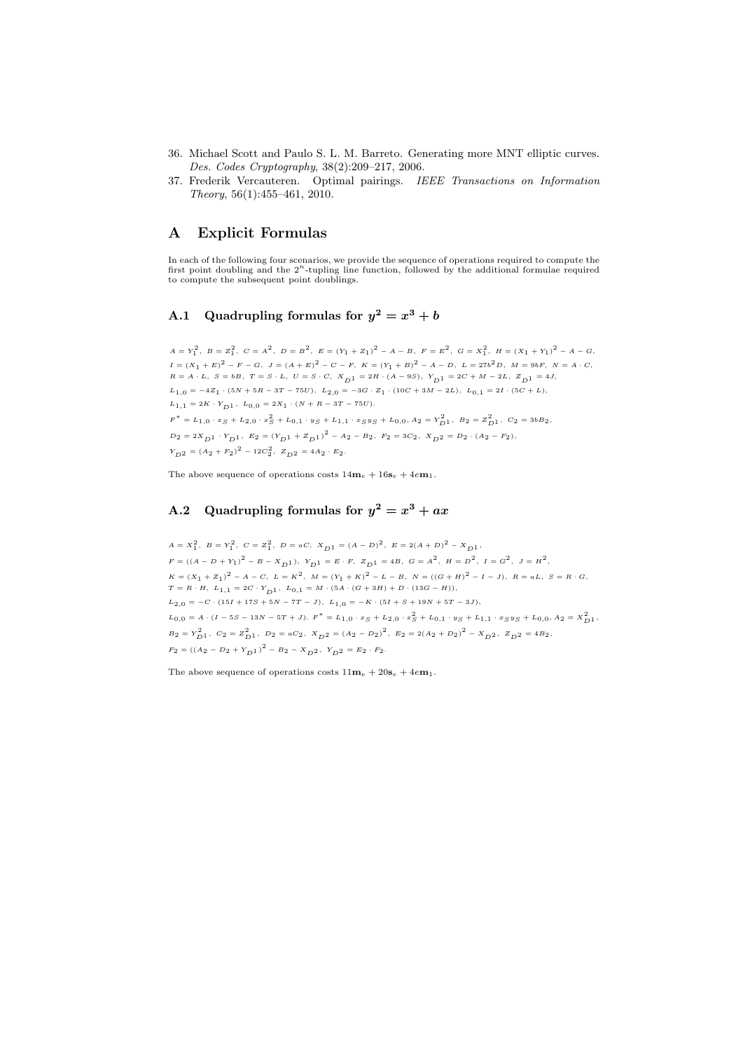36. Michael Scott and Paulo S. L. M. Barreto. Generating more MNT elliptic curves. *Des. Codes Cryptography*, 38(2):209–217, 2006.
37. Frederik Vercauteren. Optimal pairings. *IEEE Transactions on Information Theory*, 56(1):455–461, 2010.

# A Explicit Formulas

In each of the following four scenarios, we provide the sequence of operations required to compute the first point doubling and the $2^n$-tupling line function, followed by the additional formulae required to compute the subsequent point doublings.

## A.1 Quadrupling formulas for $y^2 = x^3 + b$

$A = Y_1^2,\ B = Z_1^2,\ C = A^2,\ D = B^2,\ E = (Y_1 + Z_1)^2 - A - B,\ F = E^2,\ G = X_1^2,\ H = (X_1 + Y_1)^2 - A - G,$
$I = (X_1 + E)^2 - F - G,\ J = (A + E)^2 - C - F,\ K = (Y_1 + B)^2 - A - D,\ L = 27b^2 D,\ M = 9bF,\ N = A \cdot C,$
$R = A \cdot L,\ S = bB,\ T = S \cdot L,\ U = S \cdot C,\ X_{D1} = 2H \cdot (A - 9S),\ Y_{D1} = 2C + M - 2L,\ Z_{D1} = 4J,$
$L_{1,0} = -4Z_1 \cdot (5N + 5R - 3T - 75U),\ L_{2,0} = -3G \cdot Z_1 \cdot (10C + 3M - 2L),\ L_{0,1} = 2I \cdot (5C + L),$
$L_{1,1} = 2K \cdot Y_{D1},\ L_{0,0} = 2X_1 \cdot (N + R - 3T - 75U).$
$F^* = L_{1,0} \cdot x_S + L_{2,0} \cdot x_S^2 + L_{0,1} \cdot y_S + L_{1,1} \cdot x_S y_S + L_{0,0}, A_2 = Y_{D1}^2,\ B_2 = Z_{D1}^2,\ C_2 = 3bB_2,$
$D_2 = 2X_{D1} \cdot Y_{D1},\ E_2 = (Y_{D1} + Z_{D1})^2 - A_2 - B_2,\ F_2 = 3C_2,\ X_{D2} = D_2 \cdot (A_2 - F_2),$
$Y_{D2} = (A_2 + F_2)^2 - 12C_2^2,\ Z_{D2} = 4A_2 \cdot E_2.$

The above sequence of operations costs $14\mathbf{m}_e + 16\mathbf{s}_e + 4e\mathbf{m}_1$.

## A.2 Quadrupling formulas for $y^2 = x^3 + ax$

$A = X_1^2,\ B = Y_1^2,\ C = Z_1^2,\ D = aC,\ X_{D1} = (A - D)^2,\ E = 2(A + D)^2 - X_{D1},$
$F = ((A - D + Y_1)^2 - B - X_{D1}),\ Y_{D1} = E \cdot F,\ Z_{D1} = 4B,\ G = A^2,\ H = D^2,\ I = G^2,\ J = H^2,$
$K = (X_1 + Z_1)^2 - A - C,\ L = K^2,\ M = (Y_1 + K)^2 - L - B,\ N = ((G + H)^2 - I - J),\ R = aL,\ S = R \cdot G,$
$T = R \cdot H,\ L_{1,1} = 2C \cdot Y_{D1},\ L_{0,1} = M \cdot (5A \cdot (G + 3H) + D \cdot (13G - H)),$
$L_{2,0} = -C \cdot (15I + 17S + 5N - 7T - J),\ L_{1,0} = -K \cdot (5I + S + 19N + 5T - 3J),$
$L_{0,0} = A \cdot (I - 5S - 13N - 5T + J).\ F^* = L_{1,0} \cdot x_S + L_{2,0} \cdot x_S^2 + L_{0,1} \cdot y_S + L_{1,1} \cdot x_S y_S + L_{0,0}, A_2 = X_{D1}^2,$
$B_2 = Y_{D1}^2,\ C_2 = Z_{D1}^2,\ D_2 = aC_2,\ X_{D2} = (A_2 - D_2)^2,\ E_2 = 2(A_2 + D_2)^2 - X_{D2},\ Z_{D2} = 4B_2,$
$F_2 = ((A_2 - D_2 + Y_{D1})^2 - B_2 - X_{D2},\ Y_{D2} = E_2 \cdot F_2.$

The above sequence of operations costs $11\mathbf{m}_e + 20\mathbf{s}_e + 4e\mathbf{m}_1$.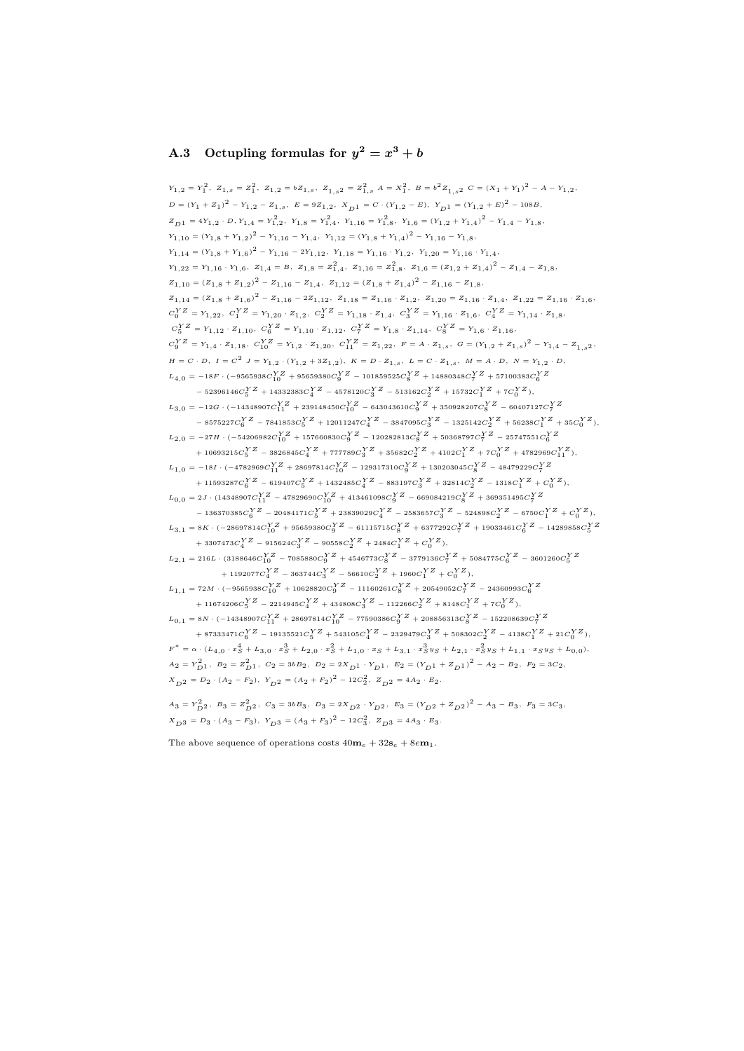## A.3 Octupling formulas for $y^2 = x^3 + b$

$Y_{1,2} = Y_1^2,\ Z_{1,s} = Z_1^2,\ Z_{1,2} = bZ_{1,s},\ Z_{1,s^2} = Z_{1,s}^2\ A = X_1^2,\ B = b^2 Z_{1,s^2}\ C = (X_1 + Y_1)^2 - A - Y_{1,2},$
$D = (Y_1 + Z_1)^2 - Y_{1,2} - Z_{1,s},\ E = 9Z_{1,2},\ X_{D1} = C \cdot (Y_{1,2} - E),\ Y_{D1} = (Y_{1,2} + E)^2 - 108B,$
$Z_{D1} = 4Y_{1,2} \cdot D, Y_{1,4} = Y_{1,2}^2,\ Y_{1,8} = Y_{1,4}^2,\ Y_{1,16} = Y_{1,8}^2,\ Y_{1,6} = (Y_{1,2} + Y_{1,4})^2 - Y_{1,4} - Y_{1,8},$
$Y_{1,10} = (Y_{1,8} + Y_{1,2})^2 - Y_{1,16} - Y_{1,4},\ Y_{1,12} = (Y_{1,8} + Y_{1,4})^2 - Y_{1,16} - Y_{1,8},$
$Y_{1,14} = (Y_{1,8} + Y_{1,6})^2 - Y_{1,16} - 2Y_{1,12},\ Y_{1,18} = Y_{1,16} \cdot Y_{1,2},\ Y_{1,20} = Y_{1,16} \cdot Y_{1,4},$
$Y_{1,22} = Y_{1,16} \cdot Y_{1,6},\ Z_{1,4} = B,\ Z_{1,8} = Z_{1,4}^2,\ Z_{1,16} = Z_{1,8}^2,\ Z_{1,6} = (Z_{1,2} + Z_{1,4})^2 - Z_{1,4} - Z_{1,8},$
$Z_{1,10} = (Z_{1,8} + Z_{1,2})^2 - Z_{1,16} - Z_{1,4},\ Z_{1,12} = (Z_{1,8} + Z_{1,4})^2 - Z_{1,16} - Z_{1,8},$
$Z_{1,14} = (Z_{1,8} + Z_{1,6})^2 - Z_{1,16} - 2Z_{1,12},\ Z_{1,18} = Z_{1,16} \cdot Z_{1,2},\ Z_{1,20} = Z_{1,16} \cdot Z_{1,4},\ Z_{1,22} = Z_{1,16} \cdot Z_{1,6},$
$C_0^{YZ} = Y_{1,22},\ C_1^{YZ} = Y_{1,20} \cdot Z_{1,2},\ C_2^{YZ} = Y_{1,18} \cdot Z_{1,4},\ C_3^{YZ} = Y_{1,16} \cdot Z_{1,6},\ C_4^{YZ} = Y_{1,14} \cdot Z_{1,8},$
$C_5^{YZ} = Y_{1,12} \cdot Z_{1,10},\ C_6^{YZ} = Y_{1,10} \cdot Z_{1,12},\ C_7^{YZ} = Y_{1,8} \cdot Z_{1,14},\ C_8^{YZ} = Y_{1,6} \cdot Z_{1,16},$
$C_9^{YZ} = Y_{1,4} \cdot Z_{1,18},\ C_{10}^{YZ} = Y_{1,2} \cdot Z_{1,20},\ C_{11}^{YZ} = Z_{1,22},\ F = A \cdot Z_{1,s},\ G = (Y_{1,2} + Z_{1,s})^2 - Y_{1,4} - Z_{1,s^2},$
$H = C \cdot D,\ I = C^2\ J = Y_{1,2} \cdot (Y_{1,2} + 3Z_{1,2}),\ K = D \cdot Z_{1,s},\ L = C \cdot Z_{1,s},\ M = A \cdot D,\ N = Y_{1,2} \cdot D,$

$$L_{4,0} = -18F \cdot (-9565938C_{10}^{YZ} + 95659380C_9^{YZ} - 101859525C_8^{YZ} + 14880348C_7^{YZ} + 57100383C_6^{YZ} - 52396146C_5^{YZ} + 14332383C_4^{YZ} - 4578120C_3^{YZ} - 513162C_2^{YZ} + 15732C_1^{YZ} + 7C_0^{YZ}),$$

$$L_{3,0} = -12G \cdot (-14348907C_{11}^{YZ} + 239148450C_{10}^{YZ} - 643043610C_9^{YZ} + 350928207C_8^{YZ} - 60407127C_7^{YZ} - 8575227C_6^{YZ} - 7841853C_5^{YZ} + 12011247C_4^{YZ} - 3847095C_3^{YZ} - 1325142C_2^{YZ} + 56238C_1^{YZ} + 35C_0^{YZ}),$$

$$L_{2,0} = -27H \cdot (-54206982C_{10}^{YZ} + 157660830C_9^{YZ} - 120282813C_8^{YZ} + 50368797C_7^{YZ} - 25747551C_6^{YZ} + 10693215C_5^{YZ} - 3826845C_4^{YZ} + 777789C_3^{YZ} + 35682C_2^{YZ} + 4102C_1^{YZ} + 7C_0^{YZ} + 4782969C_{11}^{YZ}),$$

$$L_{1,0} = -18I \cdot (-4782969C_{11}^{YZ} + 28697814C_{10}^{YZ} - 129317310C_9^{YZ} + 130203045C_8^{YZ} - 48479229C_7^{YZ} + 11593287C_6^{YZ} - 619407C_5^{YZ} + 1432485C_4^{YZ} - 883197C_3^{YZ} + 32814C_2^{YZ} - 1318C_1^{YZ} + C_0^{YZ}),$$

$$L_{0,0} = 2J \cdot (14348907C_{11}^{YZ} - 47829690C_{10}^{YZ} + 413461098C_9^{YZ} - 669084219C_8^{YZ} + 369351495C_7^{YZ} - 136370385C_6^{YZ} - 20484171C_5^{YZ} + 23839029C_4^{YZ} - 2583657C_3^{YZ} - 524898C_2^{YZ} - 6750C_1^{YZ} + C_0^{YZ}),$$

$$L_{3,1} = 8K \cdot (-28697814C_{10}^{YZ} + 95659380C_9^{YZ} - 61115715C_8^{YZ} + 6377292C_7^{YZ} + 19033461C_6^{YZ} - 14289858C_5^{YZ} + 3307473C_4^{YZ} - 915624C_3^{YZ} - 90558C_2^{YZ} + 2484C_1^{YZ} + C_0^{YZ}),$$

$$L_{2,1} = 216L \cdot (3188646C_{10}^{YZ} - 7085880C_9^{YZ} + 4546773C_8^{YZ} - 3779136C_7^{YZ} + 5084775C_6^{YZ} - 3601260C_5^{YZ} + 1192077C_4^{YZ} - 363744C_3^{YZ} - 56610C_2^{YZ} + 1960C_1^{YZ} + C_0^{YZ}),$$

$$L_{1,1} = 72M \cdot (-9565938C_{10}^{YZ} + 10628820C_9^{YZ} - 11160261C_8^{YZ} + 20549052C_7^{YZ} - 24360993C_6^{YZ} + 11674206C_5^{YZ} - 2214945C_4^{YZ} + 434808C_3^{YZ} - 112266C_2^{YZ} + 8148C_1^{YZ} + 7C_0^{YZ}),$$

$$L_{0,1} = 8N \cdot (-14348907C_{11}^{YZ} + 28697814C_{10}^{YZ} - 77590386C_9^{YZ} + 208856313C_8^{YZ} - 152208639C_7^{YZ} + 87333471C_6^{YZ} - 19135521C_5^{YZ} + 543105C_4^{YZ} - 2329479C_3^{YZ} + 508302C_2^{YZ} - 4138C_1^{YZ} + 21C_0^{YZ}),$$

$$F^* = \alpha \cdot (L_{4,0} \cdot x_S^4 + L_{3,0} \cdot x_S^3 + L_{2,0} \cdot x_S^2 + L_{1,0} \cdot x_S + L_{3,1} \cdot x_S^3 y_S + L_{2,1} \cdot x_S^2 y_S + L_{1,1} \cdot x_S y_S + L_{0,0}),$$

$A_2 = Y_{D1}^2,\ B_2 = Z_{D1}^2,\ C_2 = 3bB_2,\ D_2 = 2X_{D1} \cdot Y_{D1},\ E_2 = (Y_{D1} + Z_{D1})^2 - A_2 - B_2,\ F_2 = 3C_2.$
$X_{D2} = D_2 \cdot (A_2 - F_2),\ Y_{D2} = (A_2 + F_2)^2 - 12C_2^2,\ Z_{D2} = 4A_2 \cdot E_2.$

$A_3 = Y_{D2}^2,\ B_3 = Z_{D2}^2,\ C_3 = 3bB_3,\ D_3 = 2X_{D2} \cdot Y_{D2},\ E_3 = (Y_{D2} + Z_{D2})^2 - A_3 - B_3,\ F_3 = 3C_3,$
$X_{D3} = D_3 \cdot (A_3 - F_3),\ Y_{D3} = (A_3 + F_3)^2 - 12C_3^2,\ Z_{D3} = 4A_3 \cdot E_3.$

The above sequence of operations costs $40\mathbf{m}_e + 32\mathbf{s}_e + 8e\mathbf{m}_1$.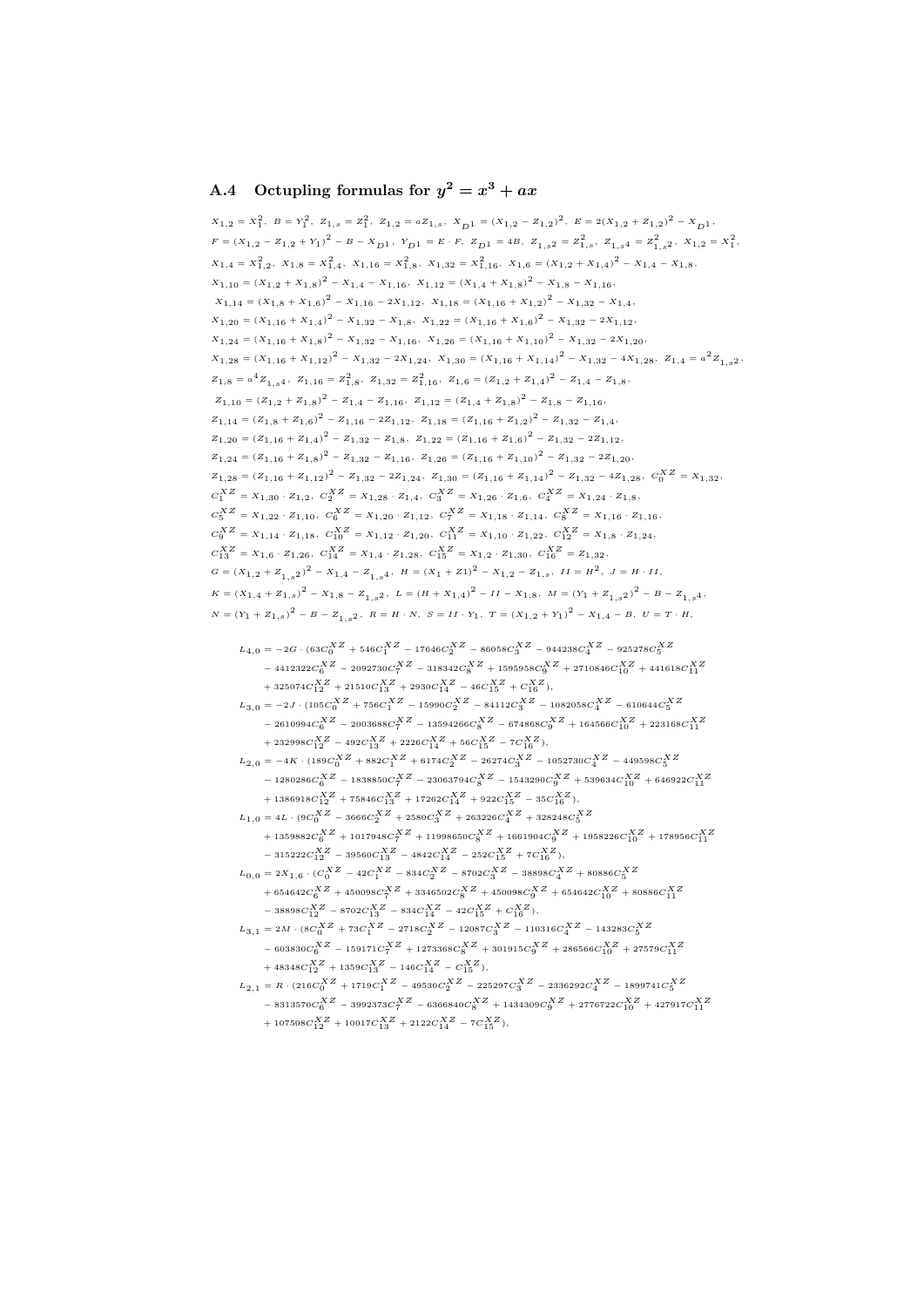## A.4 Octupling formulas for $y^2 = x^3 + ax$

$X_{1,2} = X_1^2,\ B = Y_1^2,\ Z_{1,s} = Z_1^2,\ Z_{1,2} = aZ_{1,s},\ X_{D1} = (X_{1,2} - Z_{1,2})^2,\ E = 2(X_{1,2} + Z_{1,2})^2 - X_{D1},$
$F = (X_{1,2} - Z_{1,2} + Y_1)^2 - B - X_{D1},\ Y_{D1} = E \cdot F,\ Z_{D1} = 4B,\ Z_{1,s2} = Z_{1,s}^2,\ Z_{1,s4} = Z_{1,s2}^2,\ X_{1,2} = X_1^2,$
$X_{1,4} = X_{1,2}^2,\ X_{1,8} = X_{1,4}^2,\ X_{1,16} = X_{1,8}^2,\ X_{1,32} = X_{1,16}^2,\ X_{1,6} = (X_{1,2} + X_{1,4})^2 - X_{1,4} - X_{1,8},$
$X_{1,10} = (X_{1,2} + X_{1,8})^2 - X_{1,4} - X_{1,16},\ X_{1,12} = (X_{1,4} + X_{1,8})^2 - X_{1,8} - X_{1,16},$
$X_{1,14} = (X_{1,8} + X_{1,6})^2 - X_{1,16} - 2X_{1,12},\ X_{1,18} = (X_{1,16} + X_{1,2})^2 - X_{1,32} - X_{1,4},$
$X_{1,20} = (X_{1,16} + X_{1,4})^2 - X_{1,32} - X_{1,8},\ X_{1,22} = (X_{1,16} + X_{1,6})^2 - X_{1,32} - 2X_{1,12},$
$X_{1,24} = (X_{1,16} + X_{1,8})^2 - X_{1,32} - X_{1,16},\ X_{1,26} = (X_{1,16} + X_{1,10})^2 - X_{1,32} - 2X_{1,20},$
$X_{1,28} = (X_{1,16} + X_{1,12})^2 - X_{1,32} - 2X_{1,24},\ X_{1,30} = (X_{1,16} + X_{1,14})^2 - X_{1,32} - 4X_{1,28},\ Z_{1,4} = a^2 Z_{1,s2},$
$Z_{1,8} = a^4 Z_{1,s4},\ Z_{1,16} = Z_{1,8}^2,\ Z_{1,32} = Z_{1,16}^2,\ Z_{1,6} = (Z_{1,2} + Z_{1,4})^2 - Z_{1,4} - Z_{1,8},$
$Z_{1,10} = (Z_{1,2} + Z_{1,8})^2 - Z_{1,4} - Z_{1,16},\ Z_{1,12} = (Z_{1,4} + Z_{1,8})^2 - Z_{1,8} - Z_{1,16},$
$Z_{1,14} = (Z_{1,8} + Z_{1,6})^2 - Z_{1,16} - 2Z_{1,12},\ Z_{1,18} = (Z_{1,16} + Z_{1,2})^2 - Z_{1,32} - Z_{1,4},$
$Z_{1,20} = (Z_{1,16} + Z_{1,4})^2 - Z_{1,32} - Z_{1,8},\ Z_{1,22} = (Z_{1,16} + Z_{1,6})^2 - Z_{1,32} - 2Z_{1,12},$
$Z_{1,24} = (Z_{1,16} + Z_{1,8})^2 - Z_{1,32} - Z_{1,16},\ Z_{1,26} = (Z_{1,16} + Z_{1,10})^2 - Z_{1,32} - 2Z_{1,20},$
$Z_{1,28} = (Z_{1,16} + Z_{1,12})^2 - Z_{1,32} - 2Z_{1,24},\ Z_{1,30} = (Z_{1,16} + Z_{1,14})^2 - Z_{1,32} - 4Z_{1,28},\ C_0^{XZ} = X_{1,32},$
$C_1^{XZ} = X_{1,30} \cdot Z_{1,2},\ C_2^{XZ} = X_{1,28} \cdot Z_{1,4},\ C_3^{XZ} = X_{1,26} \cdot Z_{1,6},\ C_4^{XZ} = X_{1,24} \cdot Z_{1,8},$
$C_5^{XZ} = X_{1,22} \cdot Z_{1,10},\ C_6^{XZ} = X_{1,20} \cdot Z_{1,12},\ C_7^{XZ} = X_{1,18} \cdot Z_{1,14},\ C_8^{XZ} = X_{1,16} \cdot Z_{1,16},$
$C_9^{XZ} = X_{1,14} \cdot Z_{1,18},\ C_{10}^{XZ} = X_{1,12} \cdot Z_{1,20},\ C_{11}^{XZ} = X_{1,10} \cdot Z_{1,22},\ C_{12}^{XZ} = X_{1,8} \cdot Z_{1,24},$
$C_{13}^{XZ} = X_{1,6} \cdot Z_{1,26},\ C_{14}^{XZ} = X_{1,4} \cdot Z_{1,28},\ C_{15}^{XZ} = X_{1,2} \cdot Z_{1,30},\ C_{16}^{XZ} = Z_{1,32},$
$G = (X_{1,2} + Z_{1,s2})^2 - X_{1,4} - Z_{1,s4},\ H = (X_1 + Z1)^2 - X_{1,2} - Z_{1,s},\ II = H^2,\ J = H \cdot II,$
$K = (X_{1,4} + Z_{1,s})^2 - X_{1,8} - Z_{1,s2},\ L = (H + X_{1,4})^2 - II - X_{1,8},\ M = (Y_1 + Z_{1,s2})^2 - B - Z_{1,s4},$
$N = (Y_1 + Z_{1,s})^2 - B - Z_{1,s2},\ R = H \cdot N,\ S = II \cdot Y_1,\ T = (X_{1,2} + Y_1)^2 - X_{1,4} - B,\ U = T \cdot H,$

$$
\begin{aligned}
L_{4,0} = & -2G \cdot (63C_0^{XZ} + 546C_1^{XZ} - 17646C_2^{XZ} - 86058C_3^{XZ} - 944238C_4^{XZ} - 925278C_5^{XZ} \\
& - 4412322C_6^{XZ} - 2092730C_7^{XZ} - 318342C_8^{XZ} + 1595958C_9^{XZ} + 2710846C_{10}^{XZ} + 441618C_{11}^{XZ} \\
& + 325074C_{12}^{XZ} + 21510C_{13}^{XZ} + 2930C_{14}^{XZ} - 46C_{15}^{XZ} + C_{16}^{XZ}), \\
L_{3,0} = & -2J \cdot (105C_0^{XZ} + 756C_1^{XZ} - 15990C_2^{XZ} - 84112C_3^{XZ} - 1082058C_4^{XZ} - 610644C_5^{XZ} \\
& - 2610994C_6^{XZ} - 2003688C_7^{XZ} - 13594266C_8^{XZ} - 674868C_9^{XZ} + 164566C_{10}^{XZ} + 223168C_{11}^{XZ} \\
& + 232998C_{12}^{XZ} - 492C_{13}^{XZ} + 2226C_{14}^{XZ} + 56C_{15}^{XZ} - 7C_{16}^{XZ}), \\
L_{2,0} = & -4K \cdot (189C_0^{XZ} + 882C_1^{XZ} + 6174C_2^{XZ} - 26274C_3^{XZ} - 1052730C_4^{XZ} - 449598C_5^{XZ} \\
& - 1280286C_6^{XZ} - 1838850C_7^{XZ} - 23063794C_8^{XZ} - 1543290C_9^{XZ} + 539634C_{10}^{XZ} + 646922C_{11}^{XZ} \\
& + 1386918C_{12}^{XZ} + 75846C_{13}^{XZ} + 17262C_{14}^{XZ} + 922C_{15}^{XZ} - 35C_{16}^{XZ}), \\
L_{1,0} = & \ 4L \cdot (9C_0^{XZ} - 3666C_2^{XZ} + 2580C_3^{XZ} + 263226C_4^{XZ} + 328248C_5^{XZ} \\
& + 1359882C_6^{XZ} + 1017948C_7^{XZ} + 11998650C_8^{XZ} + 1661904C_9^{XZ} + 1958226C_{10}^{XZ} + 178956C_{11}^{XZ} \\
& - 315222C_{12}^{XZ} - 39560C_{13}^{XZ} - 4842C_{14}^{XZ} - 252C_{15}^{XZ} + 7C_{16}^{XZ}), \\
L_{0,0} = & \ 2X_{1,6} \cdot (C_0^{XZ} - 42C_1^{XZ} - 834C_2^{XZ} - 8702C_3^{XZ} - 38898C_4^{XZ} + 80886C_5^{XZ} \\
& + 654642C_6^{XZ} + 450098C_7^{XZ} + 3346502C_8^{XZ} + 450098C_9^{XZ} + 654642C_{10}^{XZ} + 80886C_{11}^{XZ} \\
& - 38898C_{12}^{XZ} - 8702C_{13}^{XZ} - 834C_{14}^{XZ} - 42C_{15}^{XZ} + C_{16}^{XZ}), \\
L_{3,1} = & \ 2M \cdot (8C_0^{XZ} + 73C_1^{XZ} - 2718C_2^{XZ} - 12087C_3^{XZ} - 110316C_4^{XZ} - 143283C_5^{XZ} \\
& - 603830C_6^{XZ} - 159171C_7^{XZ} + 1273368C_8^{XZ} + 301915C_9^{XZ} + 286566C_{10}^{XZ} + 27579C_{11}^{XZ} \\
& + 48348C_{12}^{XZ} + 1359C_{13}^{XZ} - 146C_{14}^{XZ} - C_{15}^{XZ}), \\
L_{2,1} = & \ R \cdot (216C_0^{XZ} + 1719C_1^{XZ} - 49530C_2^{XZ} - 225297C_3^{XZ} - 2336292C_4^{XZ} - 1899741C_5^{XZ} \\
& - 8313570C_6^{XZ} - 3992373C_7^{XZ} - 6366840C_8^{XZ} + 1434309C_9^{XZ} + 2776722C_{10}^{XZ} + 427917C_{11}^{XZ} \\
& + 107508C_{12}^{XZ} + 10017C_{13}^{XZ} + 2122C_{14}^{XZ} - 7C_{15}^{XZ}),
\end{aligned}
$$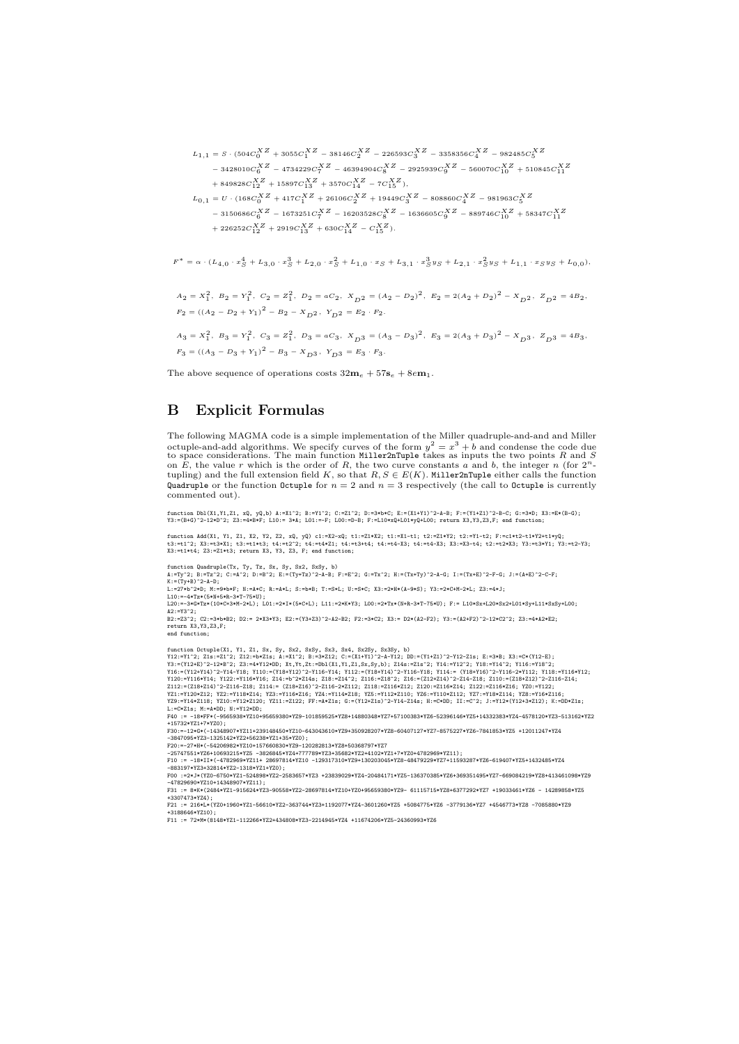$$
\begin{aligned}
L_{1,1} = S \cdot (&504C_0^{XZ} + 3055C_1^{XZ} - 38146C_2^{XZ} - 226593C_3^{XZ} - 3358356C_4^{XZ} - 982485C_5^{XZ} \\
&- 3428010C_6^{XZ} - 4734229C_7^{XZ} - 46394904C_8^{XZ} - 2925939C_9^{XZ} - 560070C_{10}^{XZ} + 510845C_{11}^{XZ} \\
&+ 849828C_{12}^{XZ} + 15897C_{13}^{XZ} + 3570C_{14}^{XZ} - 7C_{15}^{XZ}), \\
L_{0,1} = U \cdot (&168C_0^{XZ} + 417C_1^{XZ} + 26106C_2^{XZ} + 19449C_3^{XZ} - 808860C_4^{XZ} - 981963C_5^{XZ} \\
&- 3150686C_6^{XZ} - 1673251C_7^{XZ} - 16203528C_8^{XZ} - 1636605C_9^{XZ} - 889746C_{10}^{XZ} + 58347C_{11}^{XZ} \\
&+ 226252C_{12}^{XZ} + 2919C_{13}^{XZ} + 630C_{14}^{XZ} - C_{15}^{XZ}).
\end{aligned}
$$

$$
F^* = \alpha \cdot (L_{4,0} \cdot x_S^4 + L_{3,0} \cdot x_S^3 + L_{2,0} \cdot x_S^2 + L_{1,0} \cdot x_S + L_{3,1} \cdot x_S^3 y_S + L_{2,1} \cdot x_S^2 y_S + L_{1,1} \cdot x_S y_S + L_{0,0}),
$$

$$
\begin{aligned}
&A_2 = X_1^2,\ B_2 = Y_1^2,\ C_2 = Z_1^2,\ D_2 = aC_2,\ X_{D^2} = (A_2 - D_2)^2,\ E_2 = 2(A_2 + D_2)^2 - X_{D^2},\ Z_{D^2} = 4B_2, \\
&F_2 = ((A_2 - D_2 + Y_1)^2 - B_2 - X_{D^2},\ Y_{D^2} = E_2 \cdot F_2.
\end{aligned}
$$

$$
\begin{aligned}
&A_3 = X_1^2,\ B_3 = Y_1^2,\ C_3 = Z_1^2,\ D_3 = aC_3,\ X_{D^3} = (A_3 - D_3)^2,\ E_3 = 2(A_3 + D_3)^2 - X_{D^3},\ Z_{D^3} = 4B_3, \\
&F_3 = ((A_3 - D_3 + Y_1)^2 - B_3 - X_{D^3},\ Y_{D^3} = E_3 \cdot F_3.
\end{aligned}
$$

The above sequence of operations costs $32\mathbf{m}_e + 57\mathbf{s}_e + 8e\mathbf{m}_1$.

## B Explicit Formulas

The following MAGMA code is a simple implementation of the Miller quadruple-and-and and Miller octuple-and-add algorithms. We specify curves of the form $y^2 = x^3 + b$ and condense the code due to space considerations. The main function `Miller2nTuple` takes as inputs the two points $R$ and $S$ on $E$, the value $r$ which is the order of $R$, the two curve constants $a$ and $b$, the integer $n$ (for $2^n$-tupling) and the full extension field $K$, so that $R, S \in E(K)$. `Miller2nTuple` either calls the function `Quadruple` or the function `Octuple` for $n = 2$ and $n = 3$ respectively (the call to `Octuple` is currently commented out).

```
function Dbl(X1,Y1,Z1, xQ, yQ,b) A:=X1^2; B:=Y1^2; C:=Z1^2; D:=3*b*C; E:=(X1+Y1)^2-A-B; F:=(Y1+Z1)^2-B-C; G:=3*D; X3:=E*(B-G);
Y3:=(B+G)^2-12*D^2; Z3:=4*B*F; L10:= 3*A; L01:=-F; L00:=D-B; F:=L10*xQ+L01*yQ+L00; return X3,Y3,Z3,F; end function;

function Add(X1, Y1, Z1, X2, Y2, Z2, xQ, yQ) c1:=X2-xQ; t1:=Z1*X2; t1:=X1-t1; t2:=Z1*Y2; t2:=Y1-t2; F:=c1*t2-t1*Y2+t1*yQ;
t3:=t1^2; X3:=t3*X1; t3:=t1*t3; t4:=t2^2; t4:=t4*Z1; t4:=t3+t4; t4:=t4-X3; t4:=t4-X3; X3:=X3-t4; t2:=t2*X3; Y3:=t3*Y1; Y3:=t2-Y3;
X3:=t1*t4; Z3:=Z1*t3; return X3, Y3, Z3, F; end function;

function Quadruple(Tx, Ty, Tz, Sx, Sy, Sx2, SxSy, b)
A:=Ty^2; B:=Tz^2; C:=A^2; D:=B^2; E:=(Ty+Tz)^2-A-B; F:=E^2; G:=Tx^2; H:=(Tx+Ty)^2-A-G; I:=(Tx+E)^2-F-G; J:=(A+E)^2-C-F;
K:=(Ty+B)^2-A-D;
L:=27*b^2*D; M:=9*b*F; N:=A*C; R:=A*L; S:=b*B; T:=S*L; U:=S*C; X3:=2*H*(A-9*S); Y3:=2*C+M-2*L; Z3:=4*J;
L10:=-4*Tz*(5*N+5*R-3*T-75*U);
L20:=-3*G*Tz*(10*C+3*M-2*L); L01:=2*I*(5*C+L); L11:=2*K*Y3; L00:=2*Tx*(N+R-3*T-75*U); F:= L10*Sx+L20*Sx2+L01*Sy+L11*SxSy+L00;
A2:=Y3^2;
B2:=Z3^2; C2:=3*b*B2; D2:= 2*X3*Y3; E2:=(Y3+Z3)^2-A2-B2; F2:=3*C2; X3:= D2*(A2-F2); Y3:=(A2+F2)^2-12*C2^2; Z3:=4*A2*E2;
return X3,Y3,Z3,F;
end function;

function Octuple(X1, Y1, Z1, Sx, Sy, Sx2, SxSy, Sx3, Sx4, Sx2Sy, Sx3Sy, b)
Y12:=Y1^2; Z1s:=Z1^2; Z12:=b*Z1s; A:=X1^2; B:=3*Z12; C:=(X1+Y1)^2-A-Y12; DD:=(Y1+Z1)^2-Y12-Z1s; E:=3*B; X3:=C*(Y12-E);
Y3:=(Y12+E)^2-12*B^2; Z3:=4*Y12*DD; Xt,Yt,Zt:=Dbl(X1,Y1,Z1,Sx,Sy,b); Z14s:=Z1s^2; Y14:=Y12^2; Y18:=Y14^2; Y116:=Y18^2;
Y16:=(Y12+Y14)^2-Y14-Y18; Y110:=(Y18+Y12)^2-Y116-Y14; Y112:=(Y18+Y14)^2-Y116-Y18; Y114:= (Y18+Y16)^2-Y116-2*Y112; Y118:=Y116*Y12;
Y120:=Y116*Y14; Y122:=Y116*Y16; Z14:=b^2*Z14s; Z18:=Z14^2; Z116:=Z18^2; Z16:=(Z12+Z14)^2-Z14-Z18; Z110:=(Z18+Z12)^2-Z116-Z14;
Z112:=(Z18+Z14)^2-Z116-Z18; Z114:= (Z18+Z16)^2-Z116-2*Z112; Z118:=Z116*Z12; Z120:=Z116*Z14; Z122:=Z116*Z16; YZ0:=Y122;
YZ1:=Y120*Z12; YZ2:=Y118*Z14; YZ3:=Y116*Z16; YZ4:=Y114*Z18; YZ5:=Y112*Z110; YZ6:=Y110*Z112; YZ7:=Y18*Z114; YZ8:=Y16*Z116;
YZ9:=Y14*Z118; YZ10:=Y12*Z120; YZ11:=Z122; FF:=A*Z1s; G:=(Y12+Z1s)^2-Y14-Z14s; H:=C*DD; II:=C^2; J:=Y12*(Y12+3*Z12); K:=DD*Z1s;
L:=C*Z1s; M:=A*DD; N:=Y12*DD;
F40 := -18*FF*(-9565938*YZ10+95659380*YZ9-101859525*YZ8+14880348*YZ7+57100383*YZ6-52396146*YZ5+14332383*YZ4-4578120*YZ3-513162*YZ2
+15732*YZ1+7*YZ0);
F30:=-12*G*(-14348907*YZ11+239148450*YZ10-643043610*YZ9+350928207*YZ8-60407127*YZ7-8575227*YZ6-7841853*YZ5 +12011247*YZ4
-3847095*YZ3-1325142*YZ2+56238*YZ1+35*YZ0);
F20:=-27*H*(-54206982*YZ10+157660830*YZ9-120282813*YZ8+50368797*YZ7
-25747551*YZ6+10693215*YZ5 -3826845*YZ4+777789*YZ3+35682*YZ2+4102*YZ1+7*YZ0+4782969*YZ11);
F10 := -18*II*(-4782969*YZ11+ 28697814*YZ10 -129317310*YZ9+130203045*YZ8-48479229*YZ7+11593287*YZ6-619407*YZ5+1432485*YZ4
-883197*YZ3+32814*YZ2-1318*YZ1+YZ0);
F00 :=2*J*(YZ0-6750*YZ1-524898*YZ2-2583657*YZ3 +23839029*YZ4-20484171*YZ5-136370385*YZ6+369351495*YZ7-669084219*YZ8+413461098*YZ9
-47829690*YZ10+14348907*YZ11);
F31 := 8*K*(2484*YZ1-915624*YZ3-90558*YZ2-28697814*YZ10+YZ0+95659380*YZ9- 61115715*YZ8+6377292*YZ7 +19033461*YZ6 - 14289858*YZ5
+3307473*YZ4);
F21 := 216*L*(YZ0+1960*YZ1-56610*YZ2-363744*YZ3+1192077*YZ4-3601260*YZ5 +5084775*YZ6 -3779136*YZ7 +4546773*YZ8 -7085880*YZ9
+3188646*YZ10);
F11 := 72*M*(8148*YZ1-112266*YZ2+434808*YZ3-2214945*YZ4 +11674206*YZ5-24360993*YZ6
```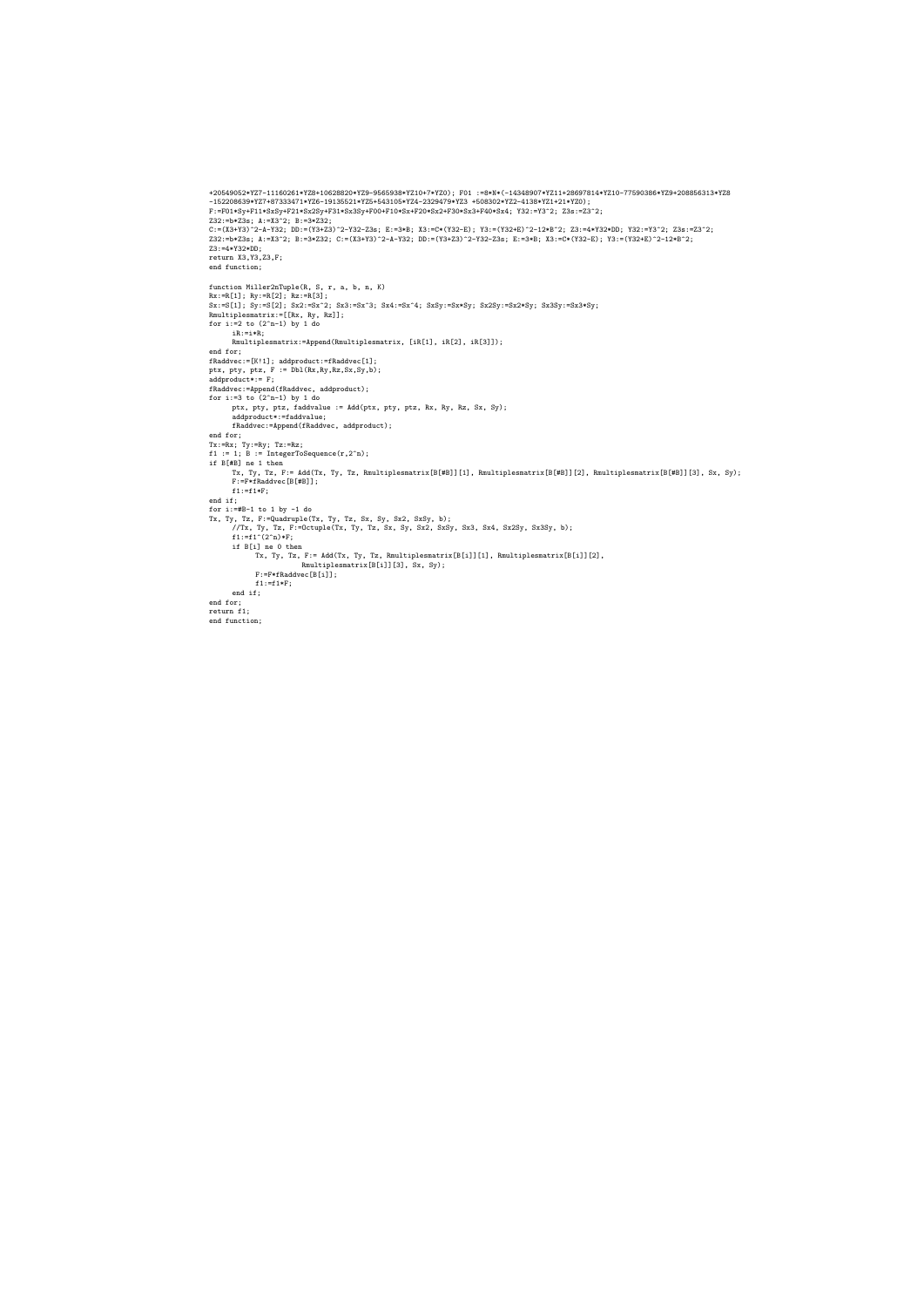```
+20549052*YZ7-11160261*YZ8+10628820*YZ9-9565938*YZ10+7*YZ0); F01 :=8*N*(-14348907*YZ11+28697814*YZ10-77590386*YZ9+208856313*YZ8
-152208639*YZ7+87333471*YZ6-19135521*YZ5+543105*YZ4-2329479*YZ3 +508302*YZ2-4138*YZ1+21*YZ0);
F:=F01*Sy+F11*SxSy+F21*Sx2Sy+F31*Sx3Sy+F00+F10*Sx+F20*Sx2+F30*Sx3+F40*Sx4; Y32:=Y3^2; Z3s:=Z3^2;
Z32:=b*Z3s; A:=X3^2; B:=3*Z32;
C:=(X3+Y3)^2-A-Y32; DD:=(Y3+Z3)^2-Y32-Z3s; E:=3*B; X3:=C*(Y32-E); Y3:=(Y32+E)^2-12*B^2; Z3:=4*Y32*DD; Y32:=Y3^2; Z3s:=Z3^2;
Z32:=b*Z3s; A:=X3^2; B:=3*Z32; C:=(X3+Y3)^2-A-Y32; DD:=(Y3+Z3)^2-Y32-Z3s; E:=3*B; X3:=C*(Y32-E); Y3:=(Y32+E)^2-12*B^2;
Z3:=4*Y32*DD;
return X3,Y3,Z3,F;
end function;

function Miller2nTuple(R, S, r, a, b, n, K)
Rx:=R[1]; Ry:=R[2]; Rz:=R[3];
Sx:=S[1]; Sy:=S[2]; Sx2:=Sx^2; Sx3:=Sx^3; Sx4:=Sx^4; SxSy:=Sx*Sy; Sx2Sy:=Sx2*Sy; Sx3Sy:=Sx3*Sy;
Rmultiplesmatrix:=[[Rx, Ry, Rz]];
for i:=2 to (2^n-1) by 1 do
     iR:=i*R;
     Rmultiplesmatrix:=Append(Rmultiplesmatrix, [iR[1], iR[2], iR[3]]);
end for;
fRaddvec:=[K!1]; addproduct:=fRaddvec[1];
ptx, pty, ptz, F := Dbl(Rx,Ry,Rz,Sx,Sy,b);
addproduct*:= F;
fRaddvec:=Append(fRaddvec, addproduct);
for i:=3 to (2^n-1) by 1 do
     ptx, pty, ptz, faddvalue := Add(ptx, pty, ptz, Rx, Ry, Rz, Sx, Sy);
     addproduct*:=faddvalue;
     fRaddvec:=Append(fRaddvec, addproduct);
end for;
Tx:=Rx; Ty:=Ry; Tz:=Rz;
f1 := 1; B := IntegerToSequence(r,2^n);
if B[#B] ne 1 then
     Tx, Ty, Tz, F:= Add(Tx, Ty, Tz, Rmultiplesmatrix[B[#B]][1], Rmultiplesmatrix[B[#B]][2], Rmultiplesmatrix[B[#B]][3], Sx, Sy);
     F:=F*fRaddvec[B[#B]];
     f1:=f1*F;
end if;
for i:=#B-1 to 1 by -1 do
Tx, Ty, Tz, F:=Quadruple(Tx, Ty, Tz, Sx, Sy, Sx2, SxSy, b);
     //Tx, Ty, Tz, F:=Octuple(Tx, Ty, Tz, Sx, Sy, Sx2, SxSy, Sx3, Sx4, Sx2Sy, Sx3Sy, b);
     f1:=f1^(2^n)*F;
     if B[i] ne 0 then
          Tx, Ty, Tz, F:= Add(Tx, Ty, Tz, Rmultiplesmatrix[B[i]][1], Rmultiplesmatrix[B[i]][2],
                    Rmultiplesmatrix[B[i]][3], Sx, Sy);
          F:=F*fRaddvec[B[i]];
          f1:=f1*F;
     end if;
end for;
return f1;
end function;
```